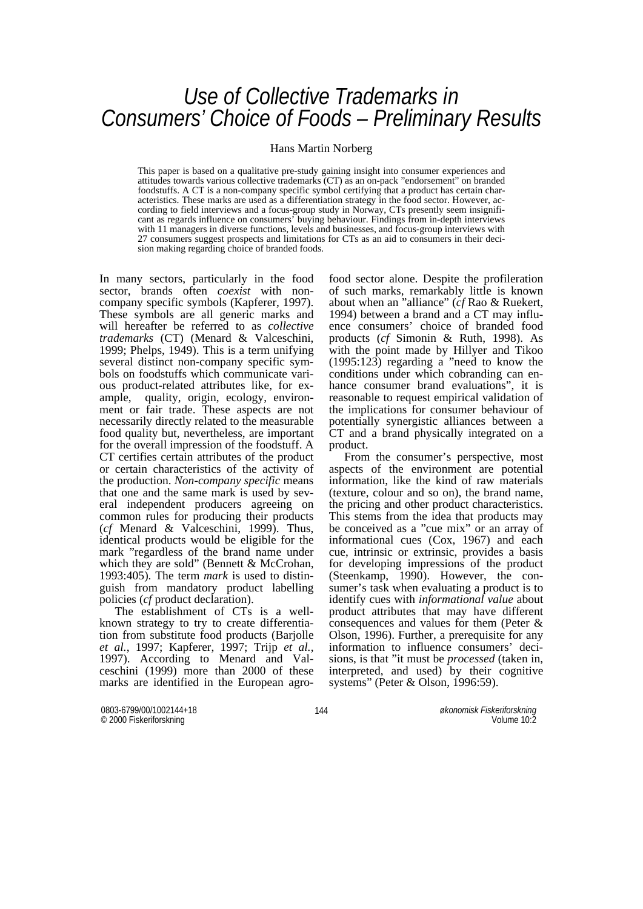# Use of Collective Trademarks in Consumers' Choice of Foods – Preliminary Results

Hans Martin Norberg

This paper is based on a qualitative pre-study gaining insight into consumer experiences and attitudes towards various collective trademarks (CT) as an on-pack "endorsement" on branded foodstuffs. A CT is a non-company specific symbol certifying that a product has certain characteristics. These marks are used as a differentiation strategy in the food sector. However, according to field interviews and a focus-group study in Norway, CTs presently seem insignificant as regards influence on consumers' buying behaviour. Findings from in-depth interviews with 11 managers in diverse functions, levels and businesses, and focus-group interviews with 27 consumers suggest prospects and limitations for CTs as an aid to consumers in their decision making regarding choice of branded foods.

In many sectors, particularly in the food sector, brands often *coexist* with non-company specific symbols (Kapferer, 1997). These symbols are all generic marks and will hereafter be referred to as *collective trademarks* (CT) (Menard & Valceschini, 1999; Phelps, 1949). This is a term unifying several distinct non-company specific symbols on foodstuffs which communicate various product-related attributes like, for example, quality, origin, ecology, environment or fair trade. These aspects are not necessarily directly related to the measurable food quality but, nevertheless, are important for the overall impression of the foodstuff. A CT certifies certain attributes of the product or certain characteristics of the activity of the production. *Non-company specific* means that one and the same mark is used by several independent producers agreeing on common rules for producing their products (*cf* Menard & Valceschini, 1999). Thus, identical products would be eligible for the mark "regardless of the brand name under which they are sold" (Bennett & McCrohan, 1993:405). The term *mark* is used to distinguish from mandatory product labelling policies (*cf* product declaration).

The establishment of CTs is a well-known strategy to try to create differentiation from substitute food products (Barjolle *et al.*, 1997; Kapferer, 1997; Trijp *et al.*, 1997). According to Menard and Valceschini (1999) more than 2000 of these marks are identified in the European agro-food sector alone. Despite the profileration of such marks, remarkably little is known about when an "alliance" (*cf* Rao & Ruekert, 1994) between a brand and a CT may influence consumers' choice of branded food products (*cf* Simonin & Ruth, 1998). As with the point made by Hillyer and Tikoo (1995:123) regarding a "need to know the conditions under which cobranding can enhance consumer brand evaluations", it is reasonable to request empirical validation of the implications for consumer behaviour of potentially synergistic alliances between a CT and a brand physically integrated on a product.

From the consumer's perspective, most aspects of the environment are potential information, like the kind of raw materials (texture, colour and so on), the brand name, the pricing and other product characteristics. This stems from the idea that products may be conceived as a "cue mix" or an array of informational cues (Cox, 1967) and each cue, intrinsic or extrinsic, provides a basis for developing impressions of the product (Steenkamp, 1990). However, the consumer's task when evaluating a product is to identify cues with *informational value* about product attributes that may have different consequences and values for them (Peter & Olson, 1996). Further, a prerequisite for any information to influence consumers' decisions, is that "it must be *processed* (taken in, interpreted, and used) by their cognitive systems" (Peter & Olson, 1996:59).

0803-6799/00/1002144+18
© 2000 Fiskeriforskning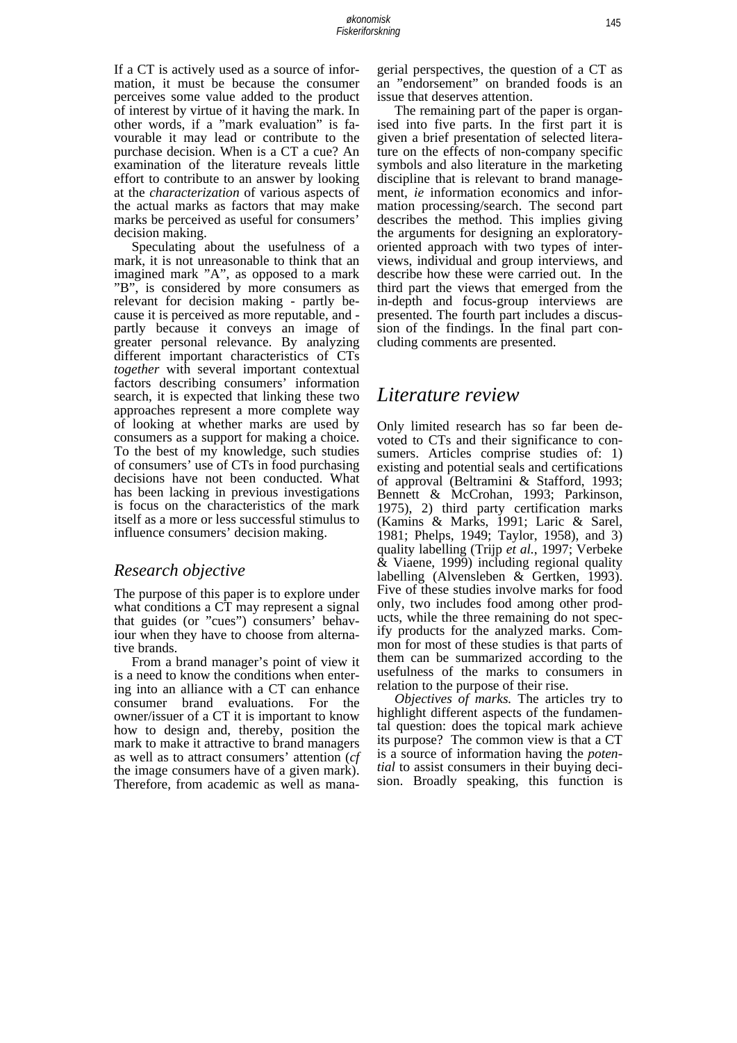If a CT is actively used as a source of information, it must be because the consumer perceives some value added to the product of interest by virtue of it having the mark. In other words, if a ”mark evaluation” is favourable it may lead or contribute to the purchase decision. When is a CT a cue? An examination of the literature reveals little effort to contribute to an answer by looking at the *characterization* of various aspects of the actual marks as factors that may make marks be perceived as useful for consumers' decision making.

Speculating about the usefulness of a mark, it is not unreasonable to think that an imagined mark ”A”, as opposed to a mark ”B”, is considered by more consumers as relevant for decision making - partly because it is perceived as more reputable, and - partly because it conveys an image of greater personal relevance. By analyzing different important characteristics of CTs *together* with several important contextual factors describing consumers' information search, it is expected that linking these two approaches represent a more complete way of looking at whether marks are used by consumers as a support for making a choice. To the best of my knowledge, such studies of consumers' use of CTs in food purchasing decisions have not been conducted. What has been lacking in previous investigations is focus on the characteristics of the mark itself as a more or less successful stimulus to influence consumers' decision making.

## Research objective

The purpose of this paper is to explore under what conditions a CT may represent a signal that guides (or ”cues”) consumers' behaviour when they have to choose from alternative brands.

From a brand manager's point of view it is a need to know the conditions when entering into an alliance with a CT can enhance consumer brand evaluations. For the owner/issuer of a CT it is important to know how to design and, thereby, position the mark to make it attractive to brand managers as well as to attract consumers' attention (*cf* the image consumers have of a given mark). Therefore, from academic as well as managerial perspectives, the question of a CT as an ”endorsement” on branded foods is an issue that deserves attention.

The remaining part of the paper is organised into five parts. In the first part it is given a brief presentation of selected literature on the effects of non-company specific symbols and also literature in the marketing discipline that is relevant to brand management, *ie* information economics and information processing/search. The second part describes the method. This implies giving the arguments for designing an exploratory-oriented approach with two types of interviews, individual and group interviews, and describe how these were carried out. In the third part the views that emerged from the in-depth and focus-group interviews are presented. The fourth part includes a discussion of the findings. In the final part concluding comments are presented.

# Literature review

Only limited research has so far been devoted to CTs and their significance to consumers. Articles comprise studies of: 1) existing and potential seals and certifications of approval (Beltramini & Stafford, 1993; Bennett & McCrohan, 1993; Parkinson, 1975), 2) third party certification marks (Kamins & Marks, 1991; Laric & Sarel, 1981; Phelps, 1949; Taylor, 1958), and 3) quality labelling (Trijp *et al.*, 1997; Verbeke & Viaene, 1999) including regional quality labelling (Alvensleben & Gertken, 1993). Five of these studies involve marks for food only, two includes food among other products, while the three remaining do not specify products for the analyzed marks. Common for most of these studies is that parts of them can be summarized according to the usefulness of the marks to consumers in relation to the purpose of their rise.

*Objectives of marks.* The articles try to highlight different aspects of the fundamental question: does the topical mark achieve its purpose? The common view is that a CT is a source of information having the *potential* to assist consumers in their buying decision. Broadly speaking, this function is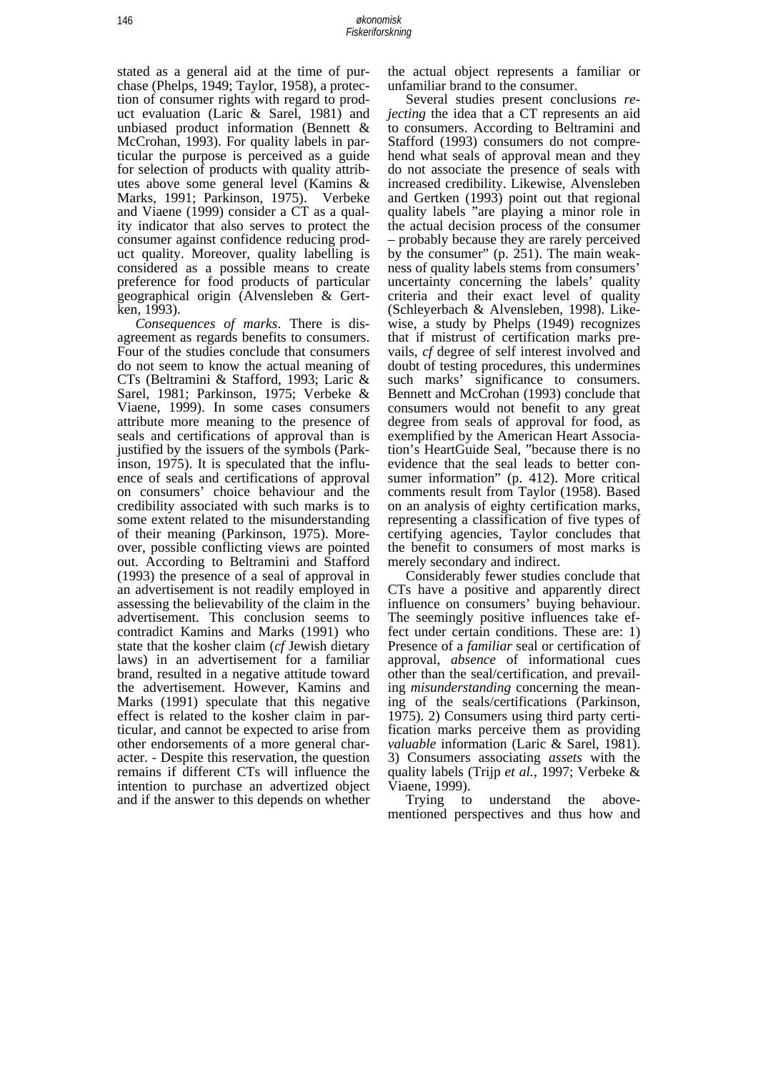stated as a general aid at the time of purchase (Phelps, 1949; Taylor, 1958), a protection of consumer rights with regard to product evaluation (Laric & Sarel, 1981) and unbiased product information (Bennett & McCrohan, 1993). For quality labels in particular the purpose is perceived as a guide for selection of products with quality attributes above some general level (Kamins & Marks, 1991; Parkinson, 1975). Verbeke and Viaene (1999) consider a CT as a quality indicator that also serves to protect the consumer against confidence reducing product quality. Moreover, quality labelling is considered as a possible means to create preference for food products of particular geographical origin (Alvensleben & Gertken, 1993).

*Consequences of marks*. There is disagreement as regards benefits to consumers. Four of the studies conclude that consumers do not seem to know the actual meaning of CTs (Beltramini & Stafford, 1993; Laric & Sarel, 1981; Parkinson, 1975; Verbeke & Viaene, 1999). In some cases consumers attribute more meaning to the presence of seals and certifications of approval than is justified by the issuers of the symbols (Parkinson, 1975). It is speculated that the influence of seals and certifications of approval on consumers' choice behaviour and the credibility associated with such marks is to some extent related to the misunderstanding of their meaning (Parkinson, 1975). Moreover, possible conflicting views are pointed out. According to Beltramini and Stafford (1993) the presence of a seal of approval in an advertisement is not readily employed in assessing the believability of the claim in the advertisement. This conclusion seems to contradict Kamins and Marks (1991) who state that the kosher claim (*cf* Jewish dietary laws) in an advertisement for a familiar brand, resulted in a negative attitude toward the advertisement. However, Kamins and Marks (1991) speculate that this negative effect is related to the kosher claim in particular, and cannot be expected to arise from other endorsements of a more general character. - Despite this reservation, the question remains if different CTs will influence the intention to purchase an advertized object and if the answer to this depends on whether the actual object represents a familiar or unfamiliar brand to the consumer.

Several studies present conclusions *rejecting* the idea that a CT represents an aid to consumers. According to Beltramini and Stafford (1993) consumers do not comprehend what seals of approval mean and they do not associate the presence of seals with increased credibility. Likewise, Alvensleben and Gertken (1993) point out that regional quality labels "are playing a minor role in the actual decision process of the consumer – probably because they are rarely perceived by the consumer" (p. 251). The main weakness of quality labels stems from consumers' uncertainty concerning the labels' quality criteria and their exact level of quality (Schleyerbach & Alvensleben, 1998). Likewise, a study by Phelps (1949) recognizes that if mistrust of certification marks prevails, *cf* degree of self interest involved and doubt of testing procedures, this undermines such marks' significance to consumers. Bennett and McCrohan (1993) conclude that consumers would not benefit to any great degree from seals of approval for food, as exemplified by the American Heart Association's HeartGuide Seal, "because there is no evidence that the seal leads to better consumer information" (p. 412). More critical comments result from Taylor (1958). Based on an analysis of eighty certification marks, representing a classification of five types of certifying agencies, Taylor concludes that the benefit to consumers of most marks is merely secondary and indirect.

Considerably fewer studies conclude that CTs have a positive and apparently direct influence on consumers' buying behaviour. The seemingly positive influences take effect under certain conditions. These are: 1) Presence of a *familiar* seal or certification of approval, *absence* of informational cues other than the seal/certification, and prevailing *misunderstanding* concerning the meaning of the seals/certifications (Parkinson, 1975). 2) Consumers using third party certification marks perceive them as providing *valuable* information (Laric & Sarel, 1981). 3) Consumers associating *assets* with the quality labels (Trijp *et al.*, 1997; Verbeke & Viaene, 1999).

Trying to understand the above-mentioned perspectives and thus how and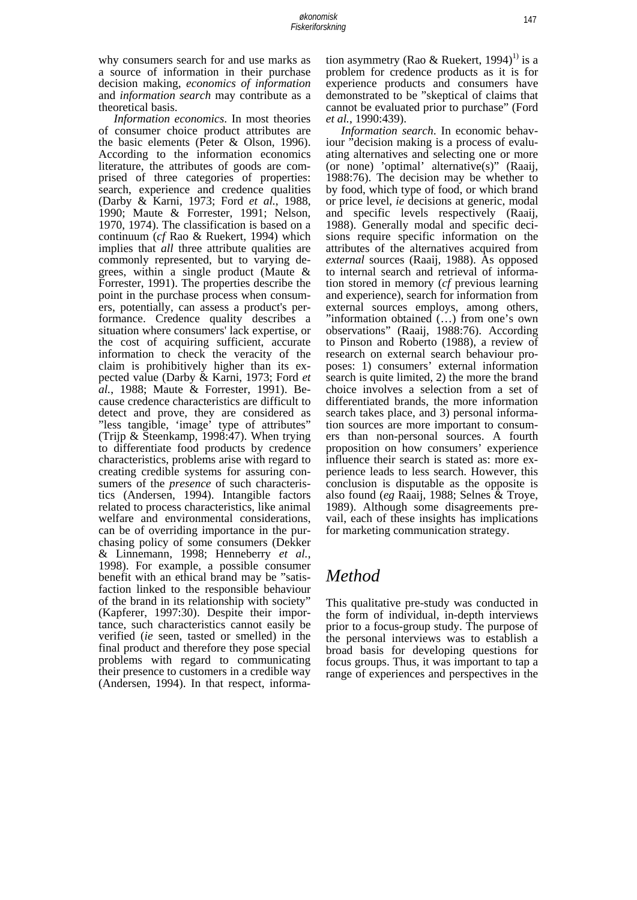why consumers search for and use marks as a source of information in their purchase decision making, *economics of information* and *information search* may contribute as a theoretical basis.

*Information economics*. In most theories of consumer choice product attributes are the basic elements (Peter & Olson, 1996). According to the information economics literature, the attributes of goods are comprised of three categories of properties: search, experience and credence qualities (Darby & Karni, 1973; Ford *et al.*, 1988, 1990; Maute & Forrester, 1991; Nelson, 1970, 1974). The classification is based on a continuum (*cf* Rao & Ruekert, 1994) which implies that *all* three attribute qualities are commonly represented, but to varying degrees, within a single product (Maute & Forrester, 1991). The properties describe the point in the purchase process when consumers, potentially, can assess a product's performance. Credence quality describes a situation where consumers' lack expertise, or the cost of acquiring sufficient, accurate information to check the veracity of the claim is prohibitively higher than its expected value (Darby & Karni, 1973; Ford *et al.*, 1988; Maute & Forrester, 1991). Because credence characteristics are difficult to detect and prove, they are considered as "less tangible, 'image' type of attributes" (Trijp & Steenkamp, 1998:47). When trying to differentiate food products by credence characteristics, problems arise with regard to creating credible systems for assuring consumers of the *presence* of such characteristics (Andersen, 1994). Intangible factors related to process characteristics, like animal welfare and environmental considerations, can be of overriding importance in the purchasing policy of some consumers (Dekker & Linnemann, 1998; Henneberry *et al.*, 1998). For example, a possible consumer benefit with an ethical brand may be "satisfaction linked to the responsible behaviour of the brand in its relationship with society" (Kapferer, 1997:30). Despite their importance, such characteristics cannot easily be verified (*ie* seen, tasted or smelled) in the final product and therefore they pose special problems with regard to communicating their presence to customers in a credible way (Andersen, 1994). In that respect, information asymmetry (Rao & Ruekert, 1994)[1] is a problem for credence products as it is for experience products and consumers have demonstrated to be "skeptical of claims that cannot be evaluated prior to purchase" (Ford *et al.*, 1990:439).

*Information search*. In economic behaviour "decision making is a process of evaluating alternatives and selecting one or more (or none) 'optimal' alternative(s)" (Raaij, 1988:76). The decision may be whether to by food, which type of food, or which brand or price level, *ie* decisions at generic, modal and specific levels respectively (Raaij, 1988). Generally modal and specific decisions require specific information on the attributes of the alternatives acquired from *external* sources (Raaij, 1988). As opposed to internal search and retrieval of information stored in memory (*cf* previous learning and experience), search for information from external sources employs, among others, "information obtained (…) from one's own observations" (Raaij, 1988:76). According to Pinson and Roberto (1988), a review of research on external search behaviour proposes: 1) consumers' external information search is quite limited, 2) the more the brand choice involves a selection from a set of differentiated brands, the more information search takes place, and 3) personal information sources are more important to consumers than non-personal sources. A fourth proposition on how consumers' experience influence their search is stated as: more experience leads to less search. However, this conclusion is disputable as the opposite is also found (*eg* Raaij, 1988; Selnes & Troye, 1989). Although some disagreements prevail, each of these insights has implications for marketing communication strategy.

# Method

This qualitative pre-study was conducted in the form of individual, in-depth interviews prior to a focus-group study. The purpose of the personal interviews was to establish a broad basis for developing questions for focus groups. Thus, it was important to tap a range of experiences and perspectives in the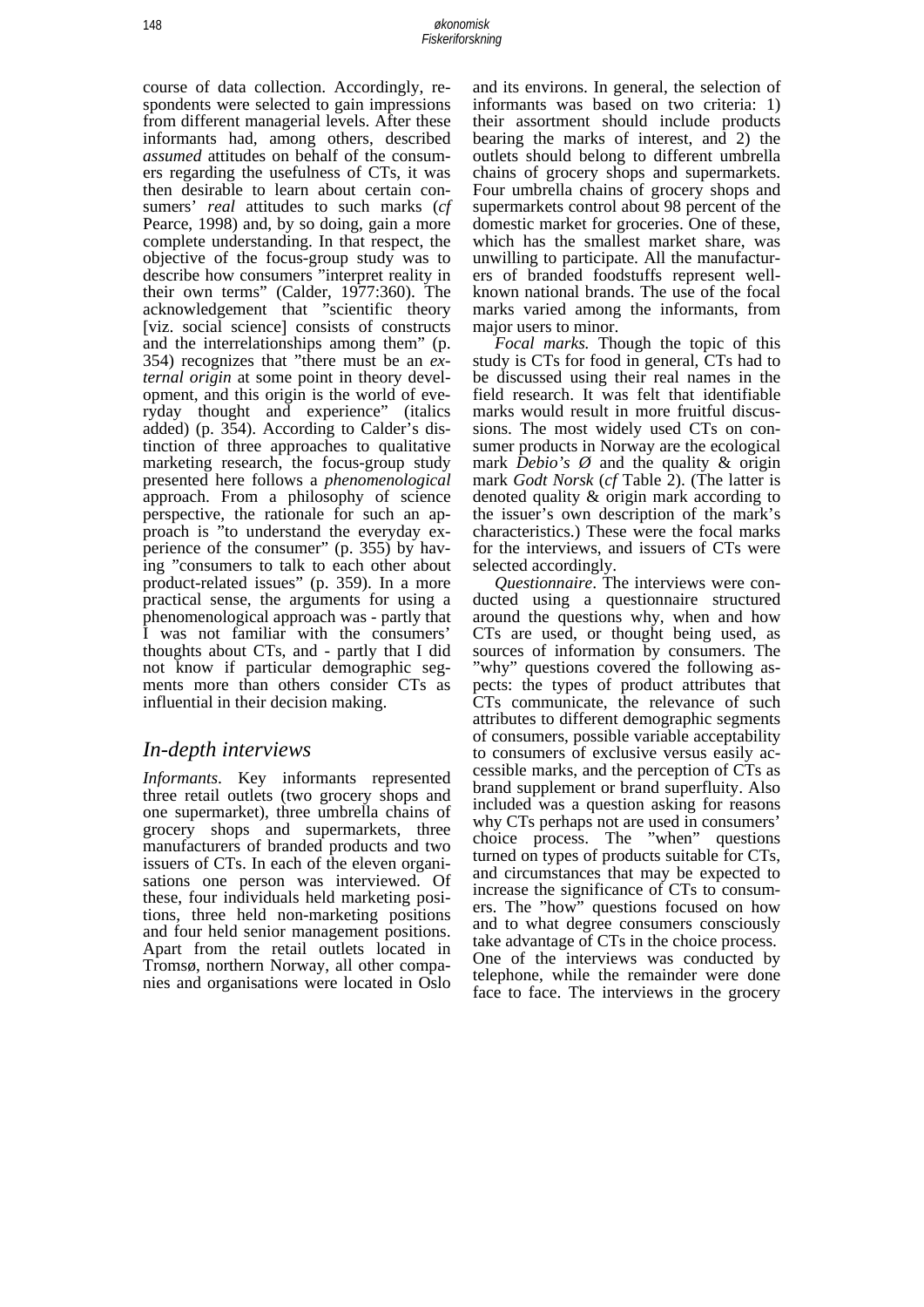course of data collection. Accordingly, respondents were selected to gain impressions from different managerial levels. After these informants had, among others, described *assumed* attitudes on behalf of the consumers regarding the usefulness of CTs, it was then desirable to learn about certain consumers' *real* attitudes to such marks (*cf* Pearce, 1998) and, by so doing, gain a more complete understanding. In that respect, the objective of the focus-group study was to describe how consumers "interpret reality in their own terms" (Calder, 1977:360). The acknowledgement that "scientific theory [viz. social science] consists of constructs and the interrelationships among them" (p. 354) recognizes that "there must be an *external origin* at some point in theory development, and this origin is the world of everyday thought and experience" (italics added) (p. 354). According to Calder's distinction of three approaches to qualitative marketing research, the focus-group study presented here follows a *phenomenological* approach. From a philosophy of science perspective, the rationale for such an approach is "to understand the everyday experience of the consumer" (p. 355) by having "consumers to talk to each other about product-related issues" (p. 359). In a more practical sense, the arguments for using a phenomenological approach was - partly that I was not familiar with the consumers' thoughts about CTs, and - partly that I did not know if particular demographic segments more than others consider CTs as influential in their decision making.

## In-depth interviews

*Informants*. Key informants represented three retail outlets (two grocery shops and one supermarket), three umbrella chains of grocery shops and supermarkets, three manufacturers of branded products and two issuers of CTs. In each of the eleven organisations one person was interviewed. Of these, four individuals held marketing positions, three held non-marketing positions and four held senior management positions. Apart from the retail outlets located in Tromsø, northern Norway, all other companies and organisations were located in Oslo and its environs. In general, the selection of informants was based on two criteria: 1) their assortment should include products bearing the marks of interest, and 2) the outlets should belong to different umbrella chains of grocery shops and supermarkets. Four umbrella chains of grocery shops and supermarkets control about 98 percent of the domestic market for groceries. One of these, which has the smallest market share, was unwilling to participate. All the manufacturers of branded foodstuffs represent well-known national brands. The use of the focal marks varied among the informants, from major users to minor.

*Focal marks.* Though the topic of this study is CTs for food in general, CTs had to be discussed using their real names in the field research. It was felt that identifiable marks would result in more fruitful discussions. The most widely used CTs on consumer products in Norway are the ecological mark *Debio's Ø* and the quality & origin mark *Godt Norsk* (*cf* Table 2). (The latter is denoted quality & origin mark according to the issuer's own description of the mark's characteristics.) These were the focal marks for the interviews, and issuers of CTs were selected accordingly.

*Questionnaire*. The interviews were conducted using a questionnaire structured around the questions why, when and how CTs are used, or thought being used, as sources of information by consumers. The "why" questions covered the following aspects: the types of product attributes that CTs communicate, the relevance of such attributes to different demographic segments of consumers, possible variable acceptability to consumers of exclusive versus easily accessible marks, and the perception of CTs as brand supplement or brand superfluity. Also included was a question asking for reasons why CTs perhaps not are used in consumers' choice process. The "when" questions turned on types of products suitable for CTs, and circumstances that may be expected to increase the significance of CTs to consumers. The "how" questions focused on how and to what degree consumers consciously take advantage of CTs in the choice process. One of the interviews was conducted by telephone, while the remainder were done face to face. The interviews in the grocery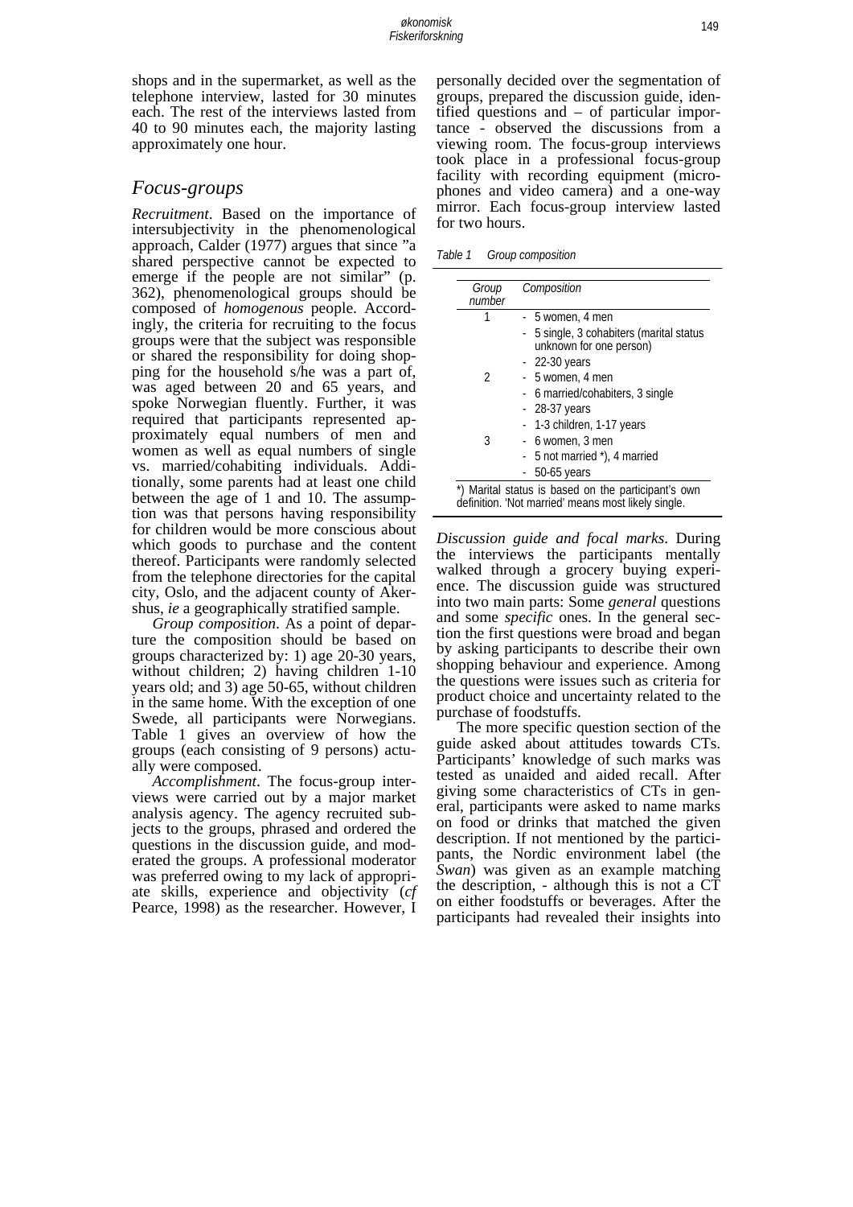shops and in the supermarket, as well as the telephone interview, lasted for 30 minutes each. The rest of the interviews lasted from 40 to 90 minutes each, the majority lasting approximately one hour.

## *Focus-groups*

*Recruitment*. Based on the importance of intersubjectivity in the phenomenological approach, Calder (1977) argues that since "a shared perspective cannot be expected to emerge if the people are not similar" (p. 362), phenomenological groups should be composed of *homogenous* people. Accordingly, the criteria for recruiting to the focus groups were that the subject was responsible or shared the responsibility for doing shopping for the household s/he was a part of, was aged between 20 and 65 years, and spoke Norwegian fluently. Further, it was required that participants represented approximately equal numbers of men and women as well as equal numbers of single vs. married/cohabiting individuals. Additionally, some parents had at least one child between the age of 1 and 10. The assumption was that persons having responsibility for children would be more conscious about which goods to purchase and the content thereof. Participants were randomly selected from the telephone directories for the capital city, Oslo, and the adjacent county of Akershus, *ie* a geographically stratified sample.

*Group composition*. As a point of departure the composition should be based on groups characterized by: 1) age 20-30 years, without children; 2) having children 1-10 years old; and 3) age 50-65, without children in the same home. With the exception of one Swede, all participants were Norwegians. Table 1 gives an overview of how the groups (each consisting of 9 persons) actually were composed.

*Accomplishment*. The focus-group interviews were carried out by a major market analysis agency. The agency recruited subjects to the groups, phrased and ordered the questions in the discussion guide, and moderated the groups. A professional moderator was preferred owing to my lack of appropriate skills, experience and objectivity (*cf* Pearce, 1998) as the researcher. However, I personally decided over the segmentation of groups, prepared the discussion guide, identified questions and – of particular importance - observed the discussions from a viewing room. The focus-group interviews took place in a professional focus-group facility with recording equipment (microphones and video camera) and a one-way mirror. Each focus-group interview lasted for two hours.

*Table 1 Group composition*

| Group number | Composition |
|---|---|
| 1 | - 5 women, 4 men |
| | - 5 single, 3 cohabiters (marital status unknown for one person) |
| | - 22-30 years |
| 2 | - 5 women, 4 men |
| | - 6 married/cohabiters, 3 single |
| | - 28-37 years |
| | - 1-3 children, 1-17 years |
| 3 | - 6 women, 3 men |
| | - 5 not married *), 4 married |
| | - 50-65 years |

*) Marital status is based on the participant's own definition. 'Not married' means most likely single.

*Discussion guide and focal marks*. During the interviews the participants mentally walked through a grocery buying experience. The discussion guide was structured into two main parts: Some *general* questions and some *specific* ones. In the general section the first questions were broad and began by asking participants to describe their own shopping behaviour and experience. Among the questions were issues such as criteria for product choice and uncertainty related to the purchase of foodstuffs.

The more specific question section of the guide asked about attitudes towards CTs. Participants' knowledge of such marks was tested as unaided and aided recall. After giving some characteristics of CTs in general, participants were asked to name marks on food or drinks that matched the given description. If not mentioned by the participants, the Nordic environment label (the *Swan*) was given as an example matching the description, - although this is not a CT on either foodstuffs or beverages. After the participants had revealed their insights into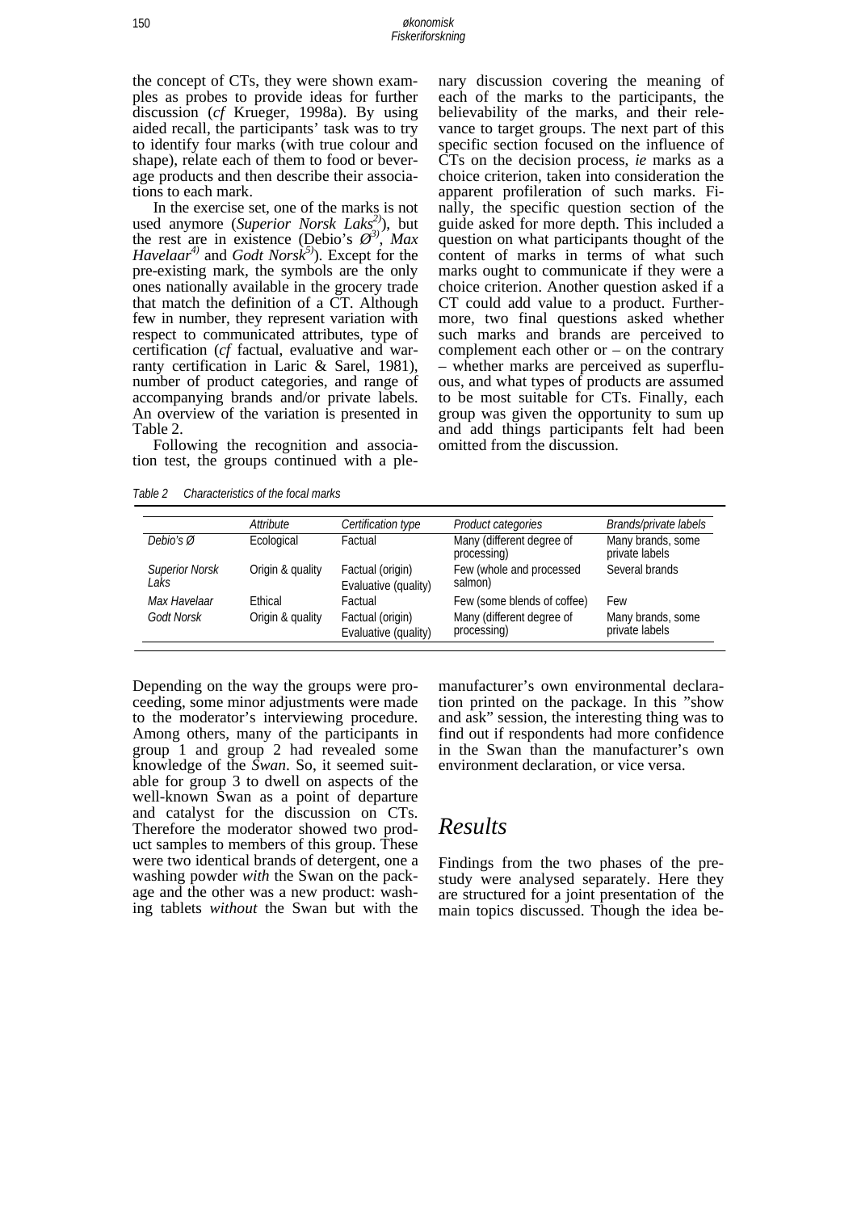the concept of CTs, they were shown examples as probes to provide ideas for further discussion (*cf* Krueger, 1998a). By using aided recall, the participants' task was to try to identify four marks (with true colour and shape), relate each of them to food or beverage products and then describe their associations to each mark.

In the exercise set, one of the marks is not used anymore (*Superior Norsk Laks*[2)]), but the rest are in existence (Debio's *Ø*[3)], *Max Havelaar*[4)] and *Godt Norsk*[5)]). Except for the pre-existing mark, the symbols are the only ones nationally available in the grocery trade that match the definition of a CT. Although few in number, they represent variation with respect to communicated attributes, type of certification (*cf* factual, evaluative and warranty certification in Laric & Sarel, 1981), number of product categories, and range of accompanying brands and/or private labels. An overview of the variation is presented in Table 2.

Following the recognition and association test, the groups continued with a plenary discussion covering the meaning of each of the marks to the participants, the believability of the marks, and their relevance to target groups. The next part of this specific section focused on the influence of CTs on the decision process, *ie* marks as a choice criterion, taken into consideration the apparent profileration of such marks. Finally, the specific question section of the guide asked for more depth. This included a question on what participants thought of the content of marks in terms of what such marks ought to communicate if they were a choice criterion. Another question asked if a CT could add value to a product. Furthermore, two final questions asked whether such marks and brands are perceived to complement each other or – on the contrary – whether marks are perceived as superfluous, and what types of products are assumed to be most suitable for CTs. Finally, each group was given the opportunity to sum up and add things participants felt had been omitted from the discussion.

*Table 2 Characteristics of the focal marks*

| | *Attribute* | *Certification type* | *Product categories* | *Brands/private labels* |
|---|---|---|---|---|
| *Debio's Ø* | Ecological | Factual | Many (different degree of processing) | Many brands, some private labels |
| *Superior Norsk Laks* | Origin & quality | Factual (origin) Evaluative (quality) | Few (whole and processed salmon) | Several brands |
| *Max Havelaar* | Ethical | Factual | Few (some blends of coffee) | Few |
| *Godt Norsk* | Origin & quality | Factual (origin) Evaluative (quality) | Many (different degree of processing) | Many brands, some private labels |

Depending on the way the groups were proceeding, some minor adjustments were made to the moderator's interviewing procedure. Among others, many of the participants in group 1 and group 2 had revealed some knowledge of the *Swan*. So, it seemed suitable for group 3 to dwell on aspects of the well-known Swan as a point of departure and catalyst for the discussion on CTs. Therefore the moderator showed two product samples to members of this group. These were two identical brands of detergent, one a washing powder *with* the Swan on the package and the other was a new product: washing tablets *without* the Swan but with the manufacturer's own environmental declaration printed on the package. In this "show and ask" session, the interesting thing was to find out if respondents had more confidence in the Swan than the manufacturer's own environment declaration, or vice versa.

# Results

Findings from the two phases of the prestudy were analysed separately. Here they are structured for a joint presentation of the main topics discussed. Though the idea be-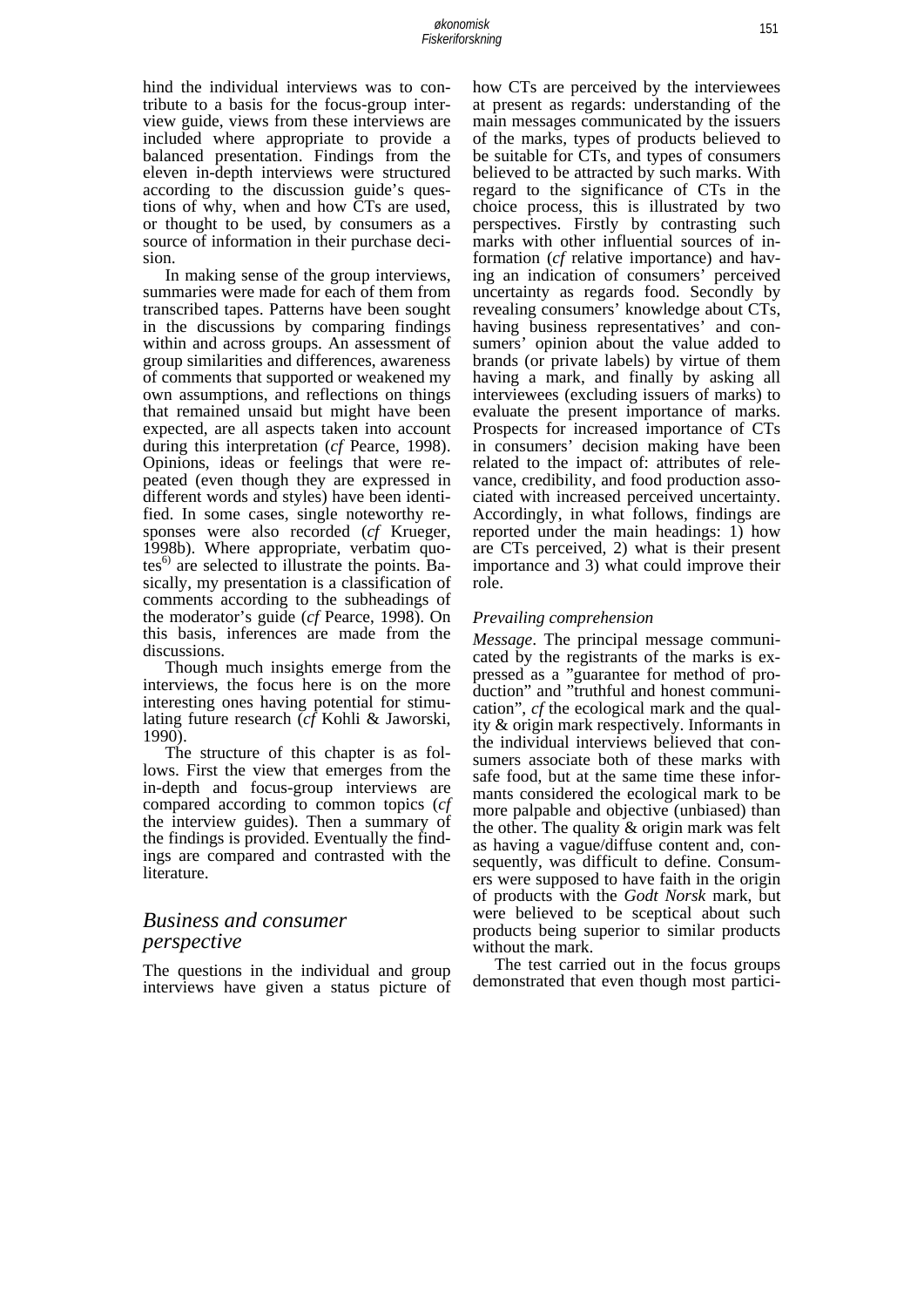hind the individual interviews was to contribute to a basis for the focus-group interview guide, views from these interviews are included where appropriate to provide a balanced presentation. Findings from the eleven in-depth interviews were structured according to the discussion guide's questions of why, when and how CTs are used, or thought to be used, by consumers as a source of information in their purchase decision.

In making sense of the group interviews, summaries were made for each of them from transcribed tapes. Patterns have been sought in the discussions by comparing findings within and across groups. An assessment of group similarities and differences, awareness of comments that supported or weakened my own assumptions, and reflections on things that remained unsaid but might have been expected, are all aspects taken into account during this interpretation (*cf* Pearce, 1998). Opinions, ideas or feelings that were repeated (even though they are expressed in different words and styles) have been identified. In some cases, single noteworthy responses were also recorded (*cf* Krueger, 1998b). Where appropriate, verbatim quotes[6] are selected to illustrate the points. Basically, my presentation is a classification of comments according to the subheadings of the moderator's guide (*cf* Pearce, 1998). On this basis, inferences are made from the discussions.

Though much insights emerge from the interviews, the focus here is on the more interesting ones having potential for stimulating future research (*cf* Kohli & Jaworski, 1990).

The structure of this chapter is as follows. First the view that emerges from the in-depth and focus-group interviews are compared according to common topics (*cf* the interview guides). Then a summary of the findings is provided. Eventually the findings are compared and contrasted with the literature.

## Business and consumer perspective

The questions in the individual and group interviews have given a status picture of how CTs are perceived by the interviewees at present as regards: understanding of the main messages communicated by the issuers of the marks, types of products believed to be suitable for CTs, and types of consumers believed to be attracted by such marks. With regard to the significance of CTs in the choice process, this is illustrated by two perspectives. Firstly by contrasting such marks with other influential sources of information (*cf* relative importance) and having an indication of consumers' perceived uncertainty as regards food. Secondly by revealing consumers' knowledge about CTs, having business representatives' and consumers' opinion about the value added to brands (or private labels) by virtue of them having a mark, and finally by asking all interviewees (excluding issuers of marks) to evaluate the present importance of marks. Prospects for increased importance of CTs in consumers' decision making have been related to the impact of: attributes of relevance, credibility, and food production associated with increased perceived uncertainty. Accordingly, in what follows, findings are reported under the main headings: 1) how are CTs perceived, 2) what is their present importance and 3) what could improve their role.

### *Prevailing comprehension*

*Message*. The principal message communicated by the registrants of the marks is expressed as a "guarantee for method of production" and "truthful and honest communication", *cf* the ecological mark and the quality & origin mark respectively. Informants in the individual interviews believed that consumers associate both of these marks with safe food, but at the same time these informants considered the ecological mark to be more palpable and objective (unbiased) than the other. The quality & origin mark was felt as having a vague/diffuse content and, consequently, was difficult to define. Consumers were supposed to have faith in the origin of products with the *Godt Norsk* mark, but were believed to be sceptical about such products being superior to similar products without the mark.

The test carried out in the focus groups demonstrated that even though most partici-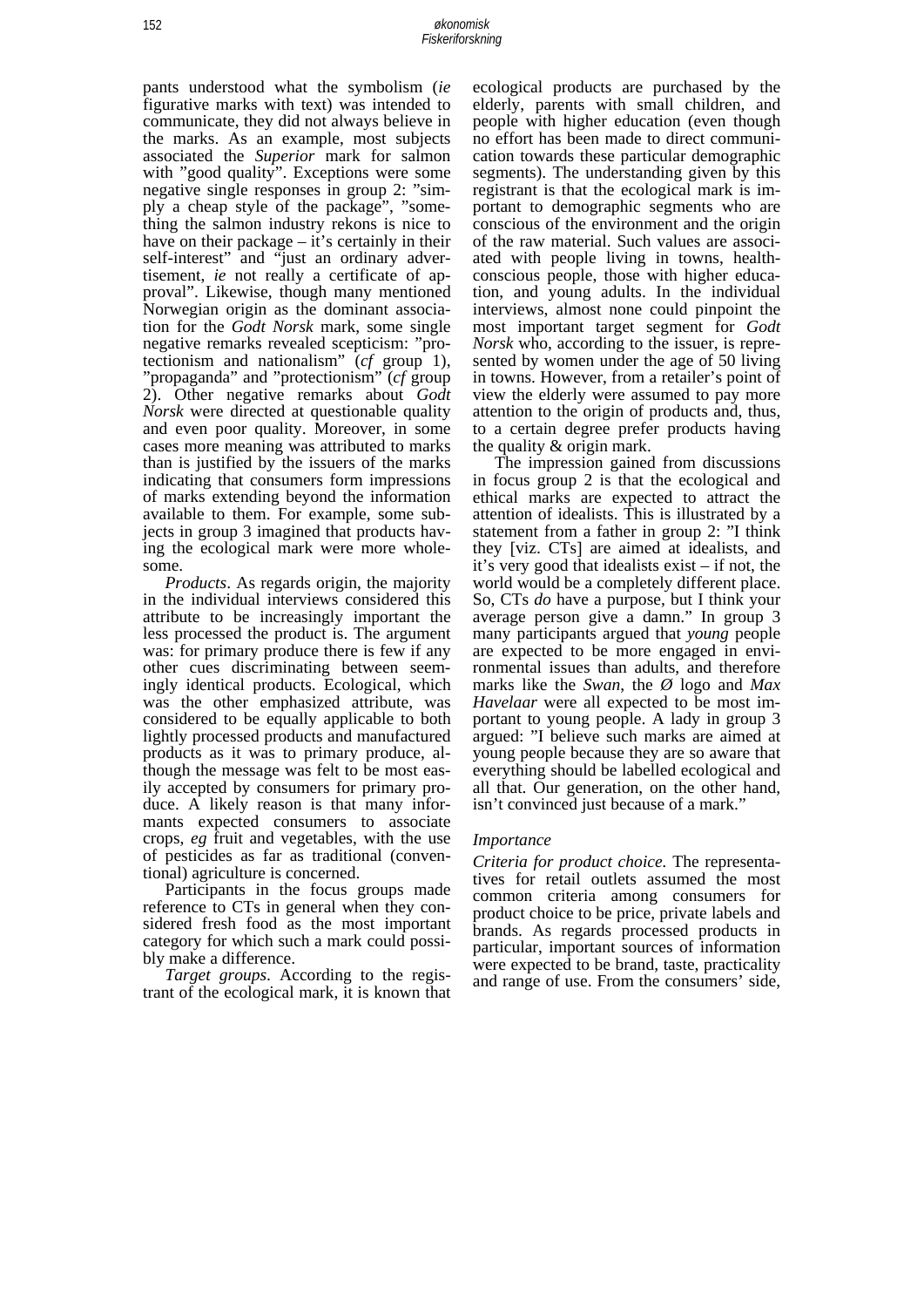pants understood what the symbolism (*ie* figurative marks with text) was intended to communicate, they did not always believe in the marks. As an example, most subjects associated the *Superior* mark for salmon with "good quality". Exceptions were some negative single responses in group 2: "simply a cheap style of the package", "something the salmon industry rekons is nice to have on their package – it's certainly in their self-interest" and "just an ordinary advertisement, *ie* not really a certificate of approval". Likewise, though many mentioned Norwegian origin as the dominant association for the *Godt Norsk* mark, some single negative remarks revealed scepticism: "protectionism and nationalism" (*cf* group 1), "propaganda" and "protectionism" (*cf* group 2). Other negative remarks about *Godt Norsk* were directed at questionable quality and even poor quality. Moreover, in some cases more meaning was attributed to marks than is justified by the issuers of the marks indicating that consumers form impressions of marks extending beyond the information available to them. For example, some subjects in group 3 imagined that products having the ecological mark were more wholesome.

*Products*. As regards origin, the majority in the individual interviews considered this attribute to be increasingly important the less processed the product is. The argument was: for primary produce there is few if any other cues discriminating between seemingly identical products. Ecological, which was the other emphasized attribute, was considered to be equally applicable to both lightly processed products and manufactured products as it was to primary produce, although the message was felt to be most easily accepted by consumers for primary produce. A likely reason is that many informants expected consumers to associate crops, *eg* fruit and vegetables, with the use of pesticides as far as traditional (conventional) agriculture is concerned.

Participants in the focus groups made reference to CTs in general when they considered fresh food as the most important category for which such a mark could possibly make a difference.

*Target groups*. According to the registrant of the ecological mark, it is known that ecological products are purchased by the elderly, parents with small children, and people with higher education (even though no effort has been made to direct communication towards these particular demographic segments). The understanding given by this registrant is that the ecological mark is important to demographic segments who are conscious of the environment and the origin of the raw material. Such values are associated with people living in towns, health-conscious people, those with higher education, and young adults. In the individual interviews, almost none could pinpoint the most important target segment for *Godt Norsk* who, according to the issuer, is represented by women under the age of 50 living in towns. However, from a retailer's point of view the elderly were assumed to pay more attention to the origin of products and, thus, to a certain degree prefer products having the quality & origin mark.

The impression gained from discussions in focus group 2 is that the ecological and ethical marks are expected to attract the attention of idealists. This is illustrated by a statement from a father in group 2: "I think they [viz. CTs] are aimed at idealists, and it's very good that idealists exist – if not, the world would be a completely different place. So, CTs *do* have a purpose, but I think your average person give a damn." In group 3 many participants argued that *young* people are expected to be more engaged in environmental issues than adults, and therefore marks like the *Swan*, the *Ø* logo and *Max Havelaar* were all expected to be most important to young people. A lady in group 3 argued: "I believe such marks are aimed at young people because they are so aware that everything should be labelled ecological and all that. Our generation, on the other hand, isn't convinced just because of a mark."

### *Importance*

*Criteria for product choice.* The representatives for retail outlets assumed the most common criteria among consumers for product choice to be price, private labels and brands. As regards processed products in particular, important sources of information were expected to be brand, taste, practicality and range of use. From the consumers' side,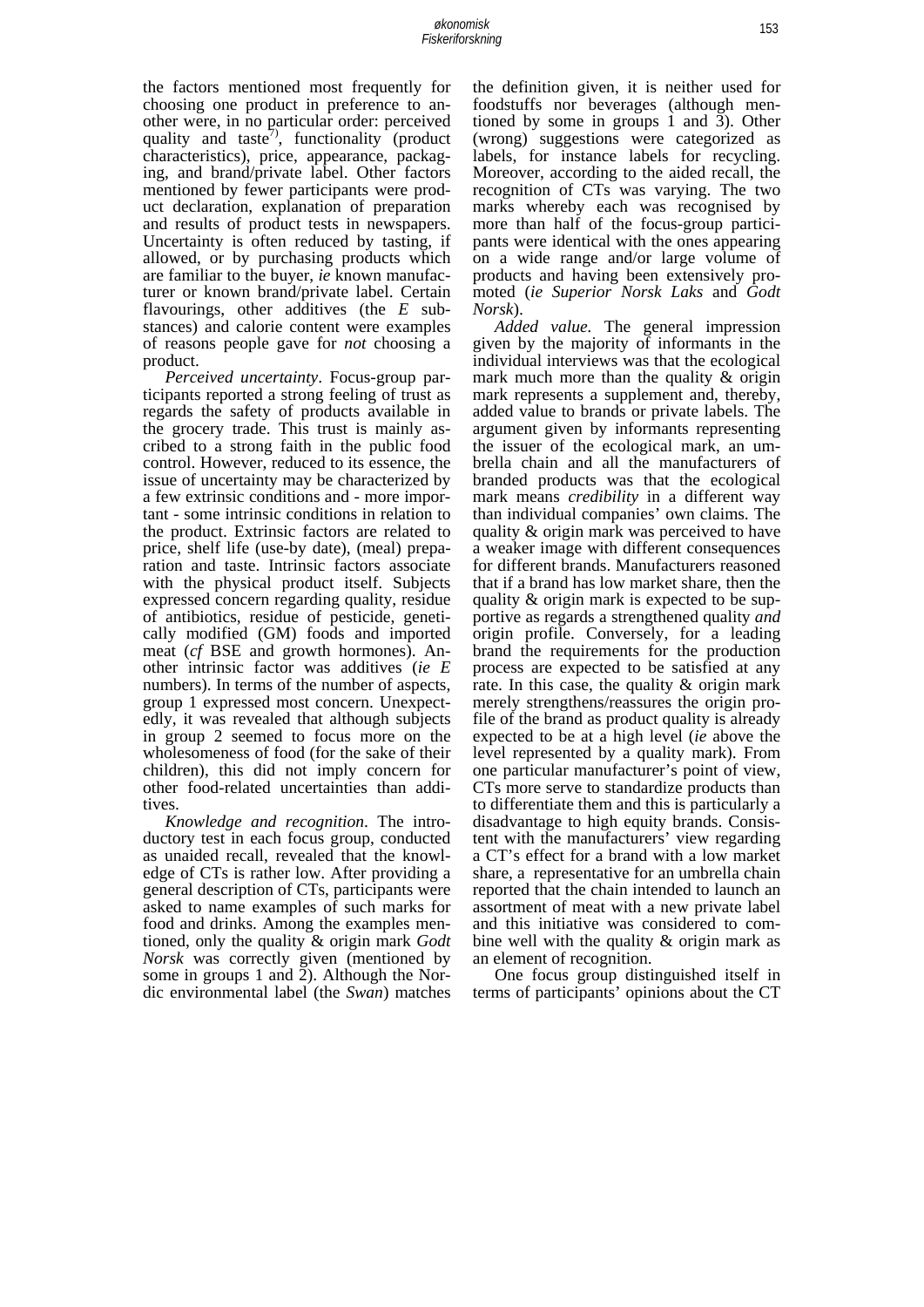the factors mentioned most frequently for choosing one product in preference to another were, in no particular order: perceived quality and taste[7], functionality (product characteristics), price, appearance, packaging, and brand/private label. Other factors mentioned by fewer participants were product declaration, explanation of preparation and results of product tests in newspapers. Uncertainty is often reduced by tasting, if allowed, or by purchasing products which are familiar to the buyer, *ie* known manufacturer or known brand/private label. Certain flavourings, other additives (the *E* substances) and calorie content were examples of reasons people gave for *not* choosing a product.

*Perceived uncertainty*. Focus-group participants reported a strong feeling of trust as regards the safety of products available in the grocery trade. This trust is mainly ascribed to a strong faith in the public food control. However, reduced to its essence, the issue of uncertainty may be characterized by a few extrinsic conditions and - more important - some intrinsic conditions in relation to the product. Extrinsic factors are related to price, shelf life (use-by date), (meal) preparation and taste. Intrinsic factors associate with the physical product itself. Subjects expressed concern regarding quality, residue of antibiotics, residue of pesticide, genetically modified (GM) foods and imported meat (*cf* BSE and growth hormones). Another intrinsic factor was additives (*ie E* numbers). In terms of the number of aspects, group 1 expressed most concern. Unexpectedly, it was revealed that although subjects in group 2 seemed to focus more on the wholesomeness of food (for the sake of their children), this did not imply concern for other food-related uncertainties than additives.

*Knowledge and recognition*. The introductory test in each focus group, conducted as unaided recall, revealed that the knowledge of CTs is rather low. After providing a general description of CTs, participants were asked to name examples of such marks for food and drinks. Among the examples mentioned, only the quality & origin mark *Godt Norsk* was correctly given (mentioned by some in groups 1 and 2). Although the Nordic environmental label (the *Swan*) matches the definition given, it is neither used for foodstuffs nor beverages (although mentioned by some in groups 1 and 3). Other (wrong) suggestions were categorized as labels, for instance labels for recycling. Moreover, according to the aided recall, the recognition of CTs was varying. The two marks whereby each was recognised by more than half of the focus-group participants were identical with the ones appearing on a wide range and/or large volume of products and having been extensively promoted (*ie Superior Norsk Laks* and *Godt Norsk*).

*Added value.* The general impression given by the majority of informants in the individual interviews was that the ecological mark much more than the quality & origin mark represents a supplement and, thereby, added value to brands or private labels. The argument given by informants representing the issuer of the ecological mark, an umbrella chain and all the manufacturers of branded products was that the ecological mark means *credibility* in a different way than individual companies' own claims. The quality & origin mark was perceived to have a weaker image with different consequences for different brands. Manufacturers reasoned that if a brand has low market share, then the quality & origin mark is expected to be supportive as regards a strengthened quality *and* origin profile. Conversely, for a leading brand the requirements for the production process are expected to be satisfied at any rate. In this case, the quality & origin mark merely strengthens/reassures the origin profile of the brand as product quality is already expected to be at a high level (*ie* above the level represented by a quality mark). From one particular manufacturer's point of view, CTs more serve to standardize products than to differentiate them and this is particularly a disadvantage to high equity brands. Consistent with the manufacturers' view regarding a CT's effect for a brand with a low market share, a representative for an umbrella chain reported that the chain intended to launch an assortment of meat with a new private label and this initiative was considered to combine well with the quality & origin mark as an element of recognition.

One focus group distinguished itself in terms of participants' opinions about the CT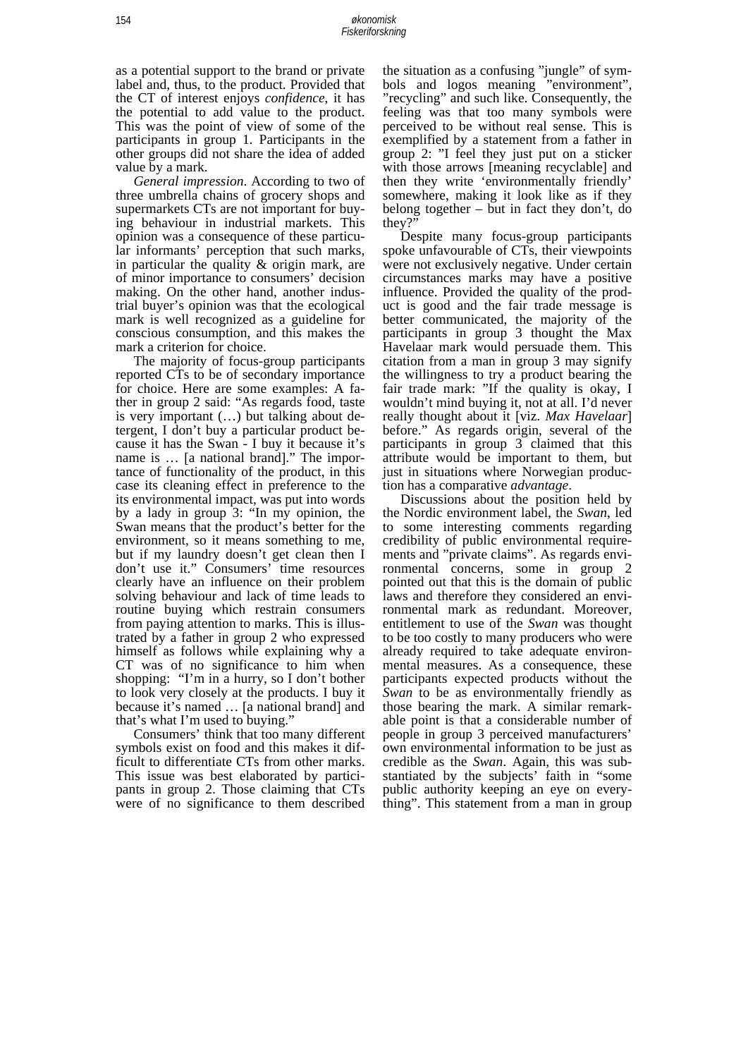as a potential support to the brand or private label and, thus, to the product. Provided that the CT of interest enjoys *confidence*, it has the potential to add value to the product. This was the point of view of some of the participants in group 1. Participants in the other groups did not share the idea of added value by a mark.

*General impression*. According to two of three umbrella chains of grocery shops and supermarkets CTs are not important for buying behaviour in industrial markets. This opinion was a consequence of these particular informants' perception that such marks, in particular the quality & origin mark, are of minor importance to consumers' decision making. On the other hand, another industrial buyer's opinion was that the ecological mark is well recognized as a guideline for conscious consumption, and this makes the mark a criterion for choice.

The majority of focus-group participants reported CTs to be of secondary importance for choice. Here are some examples: A father in group 2 said: "As regards food, taste is very important (…) but talking about detergent, I don't buy a particular product because it has the Swan - I buy it because it's name is … [a national brand]." The importance of functionality of the product, in this case its cleaning effect in preference to the its environmental impact, was put into words by a lady in group 3: "In my opinion, the Swan means that the product's better for the environment, so it means something to me, but if my laundry doesn't get clean then I don't use it." Consumers' time resources clearly have an influence on their problem solving behaviour and lack of time leads to routine buying which restrain consumers from paying attention to marks. This is illustrated by a father in group 2 who expressed himself as follows while explaining why a CT was of no significance to him when shopping: "I'm in a hurry, so I don't bother to look very closely at the products. I buy it because it's named … [a national brand] and that's what I'm used to buying."

Consumers' think that too many different symbols exist on food and this makes it difficult to differentiate CTs from other marks. This issue was best elaborated by participants in group 2. Those claiming that CTs were of no significance to them described the situation as a confusing "jungle" of symbols and logos meaning "environment", "recycling" and such like. Consequently, the feeling was that too many symbols were perceived to be without real sense. This is exemplified by a statement from a father in group 2: "I feel they just put on a sticker with those arrows [meaning recyclable] and then they write 'environmentally friendly' somewhere, making it look like as if they belong together – but in fact they don't, do they?"

Despite many focus-group participants spoke unfavourable of CTs, their viewpoints were not exclusively negative. Under certain circumstances marks may have a positive influence. Provided the quality of the product is good and the fair trade message is better communicated, the majority of the participants in group 3 thought the Max Havelaar mark would persuade them. This citation from a man in group 3 may signify the willingness to try a product bearing the fair trade mark: "If the quality is okay, I wouldn't mind buying it, not at all. I'd never really thought about it [viz. *Max Havelaar*] before." As regards origin, several of the participants in group 3 claimed that this attribute would be important to them, but just in situations where Norwegian production has a comparative *advantage*.

Discussions about the position held by the Nordic environment label, the *Swan*, led to some interesting comments regarding credibility of public environmental requirements and "private claims". As regards environmental concerns, some in group 2 pointed out that this is the domain of public laws and therefore they considered an environmental mark as redundant. Moreover, entitlement to use of the *Swan* was thought to be too costly to many producers who were already required to take adequate environmental measures. As a consequence, these participants expected products without the *Swan* to be as environmentally friendly as those bearing the mark. A similar remarkable point is that a considerable number of people in group 3 perceived manufacturers' own environmental information to be just as credible as the *Swan*. Again, this was substantiated by the subjects' faith in "some public authority keeping an eye on everything". This statement from a man in group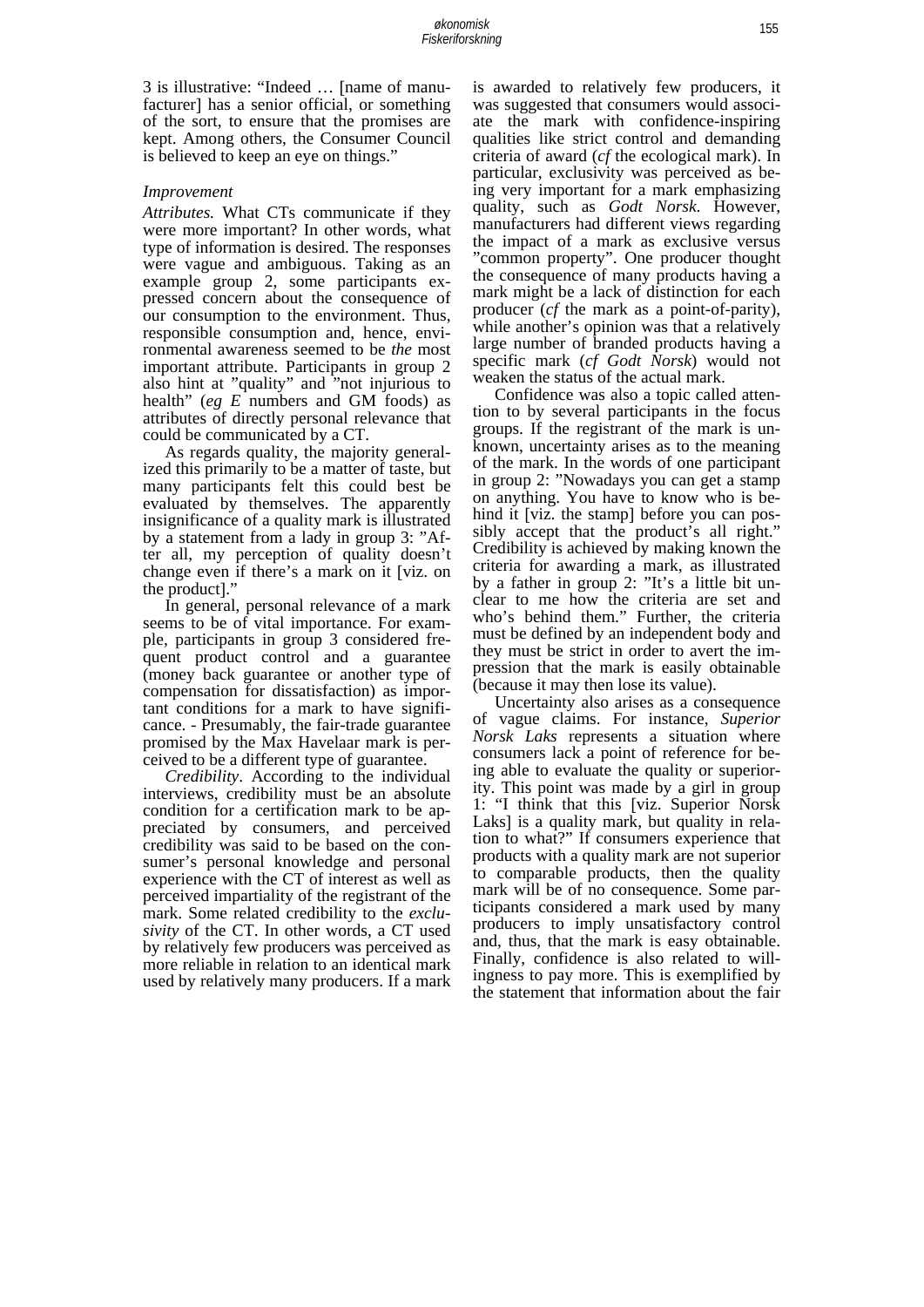3 is illustrative: "Indeed … [name of manufacturer] has a senior official, or something of the sort, to ensure that the promises are kept. Among others, the Consumer Council is believed to keep an eye on things."

*Improvement*

*Attributes.* What CTs communicate if they were more important? In other words, what type of information is desired. The responses were vague and ambiguous. Taking as an example group 2, some participants expressed concern about the consequence of our consumption to the environment. Thus, responsible consumption and, hence, environmental awareness seemed to be *the* most important attribute. Participants in group 2 also hint at "quality" and "not injurious to health" (*eg E* numbers and GM foods) as attributes of directly personal relevance that could be communicated by a CT.

As regards quality, the majority generalized this primarily to be a matter of taste, but many participants felt this could best be evaluated by themselves. The apparently insignificance of a quality mark is illustrated by a statement from a lady in group 3: "After all, my perception of quality doesn't change even if there's a mark on it [viz. on the product]."

In general, personal relevance of a mark seems to be of vital importance. For example, participants in group 3 considered frequent product control and a guarantee (money back guarantee or another type of compensation for dissatisfaction) as important conditions for a mark to have significance. - Presumably, the fair-trade guarantee promised by the Max Havelaar mark is perceived to be a different type of guarantee.

*Credibility*. According to the individual interviews, credibility must be an absolute condition for a certification mark to be appreciated by consumers, and perceived credibility was said to be based on the consumer's personal knowledge and personal experience with the CT of interest as well as perceived impartiality of the registrant of the mark. Some related credibility to the *exclusivity* of the CT. In other words, a CT used by relatively few producers was perceived as more reliable in relation to an identical mark used by relatively many producers. If a mark is awarded to relatively few producers, it was suggested that consumers would associate the mark with confidence-inspiring qualities like strict control and demanding criteria of award (*cf* the ecological mark). In particular, exclusivity was perceived as being very important for a mark emphasizing quality, such as *Godt Norsk*. However, manufacturers had different views regarding the impact of a mark as exclusive versus "common property". One producer thought the consequence of many products having a mark might be a lack of distinction for each producer (*cf* the mark as a point-of-parity), while another's opinion was that a relatively large number of branded products having a specific mark (*cf Godt Norsk*) would not weaken the status of the actual mark.

Confidence was also a topic called attention to by several participants in the focus groups. If the registrant of the mark is unknown, uncertainty arises as to the meaning of the mark. In the words of one participant in group 2: "Nowadays you can get a stamp on anything. You have to know who is behind it [viz. the stamp] before you can possibly accept that the product's all right." Credibility is achieved by making known the criteria for awarding a mark, as illustrated by a father in group 2: "It's a little bit unclear to me how the criteria are set and who's behind them." Further, the criteria must be defined by an independent body and they must be strict in order to avert the impression that the mark is easily obtainable (because it may then lose its value).

Uncertainty also arises as a consequence of vague claims. For instance, *Superior Norsk Laks* represents a situation where consumers lack a point of reference for being able to evaluate the quality or superiority. This point was made by a girl in group 1: "I think that this [viz. Superior Norsk Laks] is a quality mark, but quality in relation to what?" If consumers experience that products with a quality mark are not superior to comparable products, then the quality mark will be of no consequence. Some participants considered a mark used by many producers to imply unsatisfactory control and, thus, that the mark is easy obtainable. Finally, confidence is also related to willingness to pay more. This is exemplified by the statement that information about the fair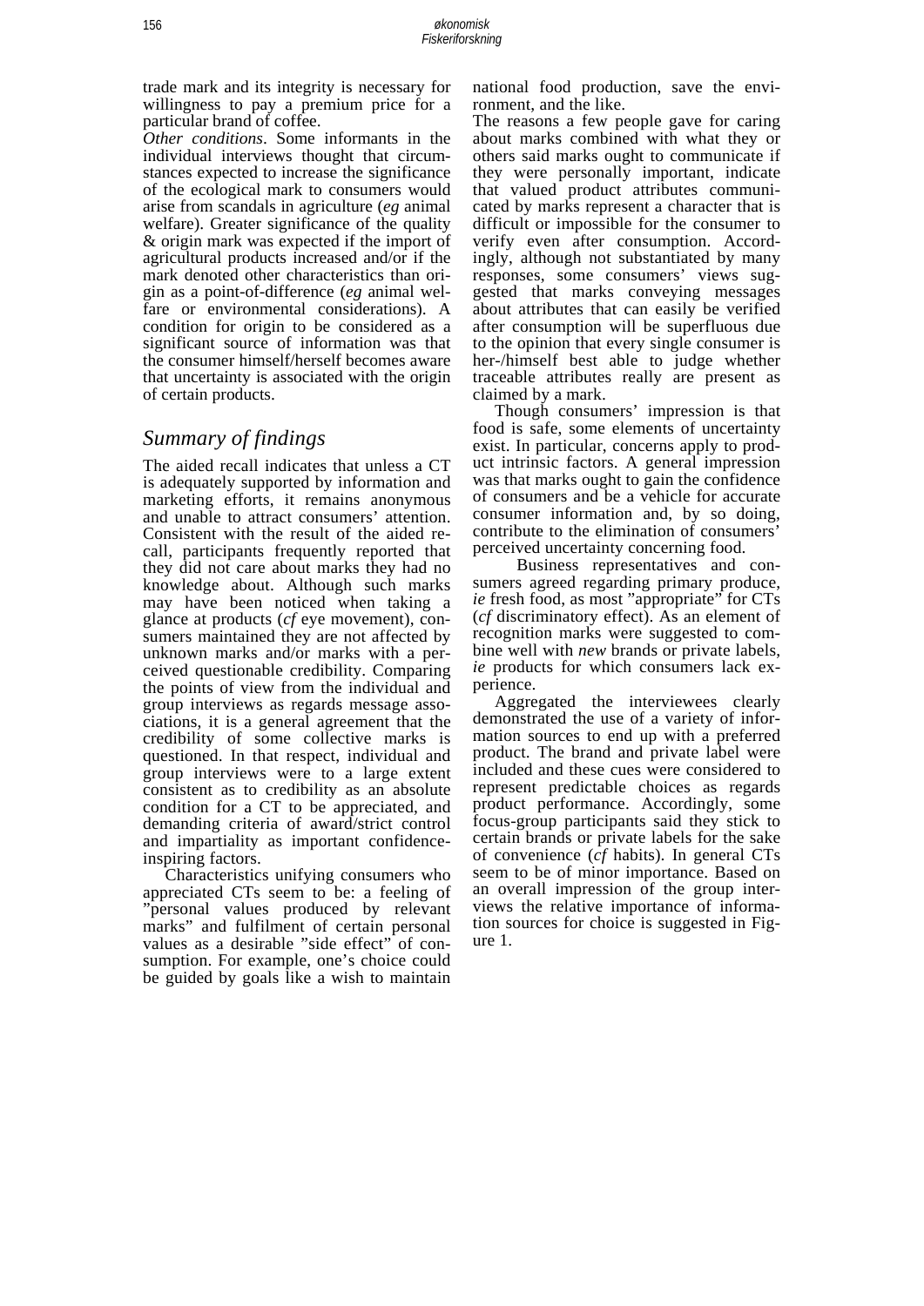trade mark and its integrity is necessary for willingness to pay a premium price for a particular brand of coffee.

*Other conditions*. Some informants in the individual interviews thought that circumstances expected to increase the significance of the ecological mark to consumers would arise from scandals in agriculture (*eg* animal welfare). Greater significance of the quality & origin mark was expected if the import of agricultural products increased and/or if the mark denoted other characteristics than origin as a point-of-difference (*eg* animal welfare or environmental considerations). A condition for origin to be considered as a significant source of information was that the consumer himself/herself becomes aware that uncertainty is associated with the origin of certain products.

## Summary of findings

The aided recall indicates that unless a CT is adequately supported by information and marketing efforts, it remains anonymous and unable to attract consumers' attention. Consistent with the result of the aided recall, participants frequently reported that they did not care about marks they had no knowledge about. Although such marks may have been noticed when taking a glance at products (*cf* eye movement), consumers maintained they are not affected by unknown marks and/or marks with a perceived questionable credibility. Comparing the points of view from the individual and group interviews as regards message associations, it is a general agreement that the credibility of some collective marks is questioned. In that respect, individual and group interviews were to a large extent consistent as to credibility as an absolute condition for a CT to be appreciated, and demanding criteria of award/strict control and impartiality as important confidence-inspiring factors.

Characteristics unifying consumers who appreciated CTs seem to be: a feeling of "personal values produced by relevant marks" and fulfilment of certain personal values as a desirable "side effect" of consumption. For example, one's choice could be guided by goals like a wish to maintain national food production, save the environment, and the like.

The reasons a few people gave for caring about marks combined with what they or others said marks ought to communicate if they were personally important, indicate that valued product attributes communicated by marks represent a character that is difficult or impossible for the consumer to verify even after consumption. Accordingly, although not substantiated by many responses, some consumers' views suggested that marks conveying messages about attributes that can easily be verified after consumption will be superfluous due to the opinion that every single consumer is her-/himself best able to judge whether traceable attributes really are present as claimed by a mark.

Though consumers' impression is that food is safe, some elements of uncertainty exist. In particular, concerns apply to product intrinsic factors. A general impression was that marks ought to gain the confidence of consumers and be a vehicle for accurate consumer information and, by so doing, contribute to the elimination of consumers' perceived uncertainty concerning food.

Business representatives and consumers agreed regarding primary produce, *ie* fresh food, as most "appropriate" for CTs (*cf* discriminatory effect). As an element of recognition marks were suggested to combine well with *new* brands or private labels, *ie* products for which consumers lack experience.

Aggregated the interviewees clearly demonstrated the use of a variety of information sources to end up with a preferred product. The brand and private label were included and these cues were considered to represent predictable choices as regards product performance. Accordingly, some focus-group participants said they stick to certain brands or private labels for the sake of convenience (*cf* habits). In general CTs seem to be of minor importance. Based on an overall impression of the group interviews the relative importance of information sources for choice is suggested in Figure 1.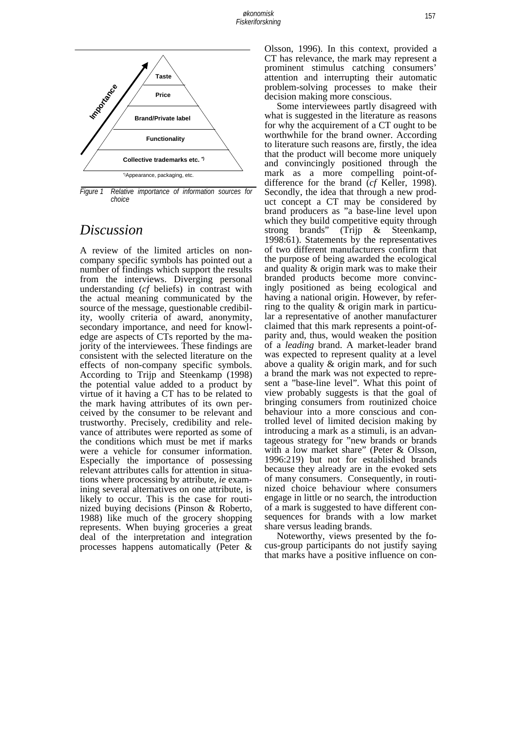Taste

Price

Brand/Private label

Functionality

Collective trademarks etc. *)

Importance

*)Appearance, packaging, etc.

*Figure 1 Relative importance of information sources for choice*

# Discussion

A review of the limited articles on non-company specific symbols has pointed out a number of findings which support the results from the interviews. Diverging personal understanding (*cf* beliefs) in contrast with the actual meaning communicated by the source of the message, questionable credibility, woolly criteria of award, anonymity, secondary importance, and need for knowledge are aspects of CTs reported by the majority of the interviewees. These findings are consistent with the selected literature on the effects of non-company specific symbols. According to Trijp and Steenkamp (1998) the potential value added to a product by virtue of it having a CT has to be related to the mark having attributes of its own perceived by the consumer to be relevant and trustworthy. Precisely, credibility and relevance of attributes were reported as some of the conditions which must be met if marks were a vehicle for consumer information. Especially the importance of possessing relevant attributes calls for attention in situations where processing by attribute, *ie* examining several alternatives on one attribute, is likely to occur. This is the case for routinized buying decisions (Pinson & Roberto, 1988) like much of the grocery shopping represents. When buying groceries a great deal of the interpretation and integration processes happens automatically (Peter & Olsson, 1996). In this context, provided a CT has relevance, the mark may represent a prominent stimulus catching consumers' attention and interrupting their automatic problem-solving processes to make their decision making more conscious.

Some interviewees partly disagreed with what is suggested in the literature as reasons for why the acquirement of a CT ought to be worthwhile for the brand owner. According to literature such reasons are, firstly, the idea that the product will become more uniquely and convincingly positioned through the mark as a more compelling point-of-difference for the brand (*cf* Keller, 1998). Secondly, the idea that through a new product concept a CT may be considered by brand producers as "a base-line level upon which they build competitive equity through strong brands" (Trijp & Steenkamp, 1998:61). Statements by the representatives of two different manufacturers confirm that the purpose of being awarded the ecological and quality & origin mark was to make their branded products become more convincingly positioned as being ecological and having a national origin. However, by referring to the quality & origin mark in particular a representative of another manufacturer claimed that this mark represents a point-of-parity and, thus, would weaken the position of a *leading* brand. A market-leader brand was expected to represent quality at a level above a quality & origin mark, and for such a brand the mark was not expected to represent a "base-line level". What this point of view probably suggests is that the goal of bringing consumers from routinized choice behaviour into a more conscious and controlled level of limited decision making by introducing a mark as a stimuli, is an advantageous strategy for "new brands or brands with a low market share" (Peter & Olsson, 1996:219) but not for established brands because they already are in the evoked sets of many consumers. Consequently, in routinized choice behaviour where consumers engage in little or no search, the introduction of a mark is suggested to have different consequences for brands with a low market share versus leading brands.

Noteworthy, views presented by the focus-group participants do not justify saying that marks have a positive influence on con-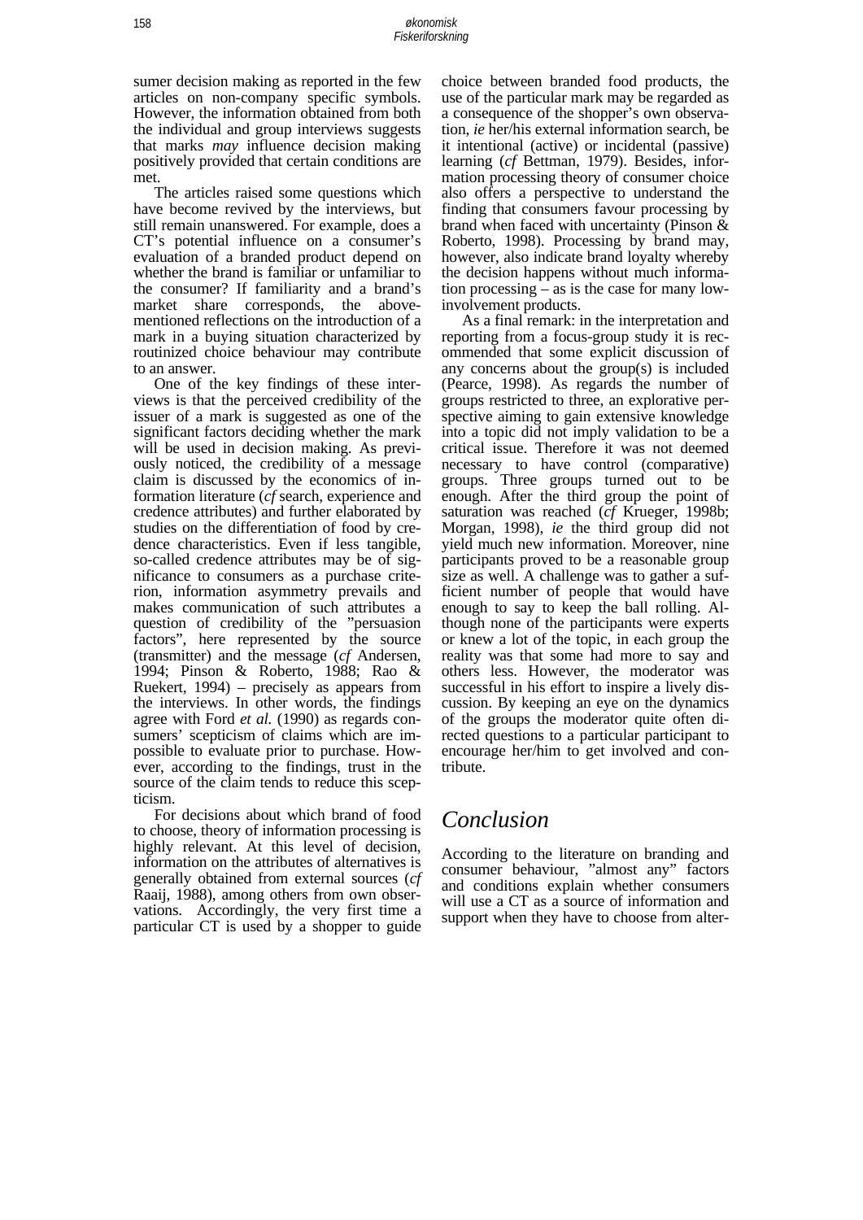sumer decision making as reported in the few articles on non-company specific symbols. However, the information obtained from both the individual and group interviews suggests that marks *may* influence decision making positively provided that certain conditions are met.

The articles raised some questions which have become revived by the interviews, but still remain unanswered. For example, does a CT's potential influence on a consumer's evaluation of a branded product depend on whether the brand is familiar or unfamiliar to the consumer? If familiarity and a brand's market share corresponds, the above-mentioned reflections on the introduction of a mark in a buying situation characterized by routinized choice behaviour may contribute to an answer.

One of the key findings of these interviews is that the perceived credibility of the issuer of a mark is suggested as one of the significant factors deciding whether the mark will be used in decision making. As previously noticed, the credibility of a message claim is discussed by the economics of information literature (*cf* search, experience and credence attributes) and further elaborated by studies on the differentiation of food by credence characteristics. Even if less tangible, so-called credence attributes may be of significance to consumers as a purchase criterion, information asymmetry prevails and makes communication of such attributes a question of credibility of the "persuasion factors", here represented by the source (transmitter) and the message (*cf* Andersen, 1994; Pinson & Roberto, 1988; Rao & Ruekert, 1994) – precisely as appears from the interviews. In other words, the findings agree with Ford *et al.* (1990) as regards consumers' scepticism of claims which are impossible to evaluate prior to purchase. However, according to the findings, trust in the source of the claim tends to reduce this scepticism.

For decisions about which brand of food to choose, theory of information processing is highly relevant. At this level of decision, information on the attributes of alternatives is generally obtained from external sources (*cf* Raaij, 1988), among others from own observations. Accordingly, the very first time a particular CT is used by a shopper to guide choice between branded food products, the use of the particular mark may be regarded as a consequence of the shopper's own observation, *ie* her/his external information search, be it intentional (active) or incidental (passive) learning (*cf* Bettman, 1979). Besides, information processing theory of consumer choice also offers a perspective to understand the finding that consumers favour processing by brand when faced with uncertainty (Pinson & Roberto, 1998). Processing by brand may, however, also indicate brand loyalty whereby the decision happens without much information processing – as is the case for many low-involvement products.

As a final remark: in the interpretation and reporting from a focus-group study it is recommended that some explicit discussion of any concerns about the group(s) is included (Pearce, 1998). As regards the number of groups restricted to three, an explorative perspective aiming to gain extensive knowledge into a topic did not imply validation to be a critical issue. Therefore it was not deemed necessary to have control (comparative) groups. Three groups turned out to be enough. After the third group the point of saturation was reached (*cf* Krueger, 1998b; Morgan, 1998), *ie* the third group did not yield much new information. Moreover, nine participants proved to be a reasonable group size as well. A challenge was to gather a sufficient number of people that would have enough to say to keep the ball rolling. Although none of the participants were experts or knew a lot of the topic, in each group the reality was that some had more to say and others less. However, the moderator was successful in his effort to inspire a lively discussion. By keeping an eye on the dynamics of the groups the moderator quite often directed questions to a particular participant to encourage her/him to get involved and contribute.

# Conclusion

According to the literature on branding and consumer behaviour, "almost any" factors and conditions explain whether consumers will use a CT as a source of information and support when they have to choose from alter-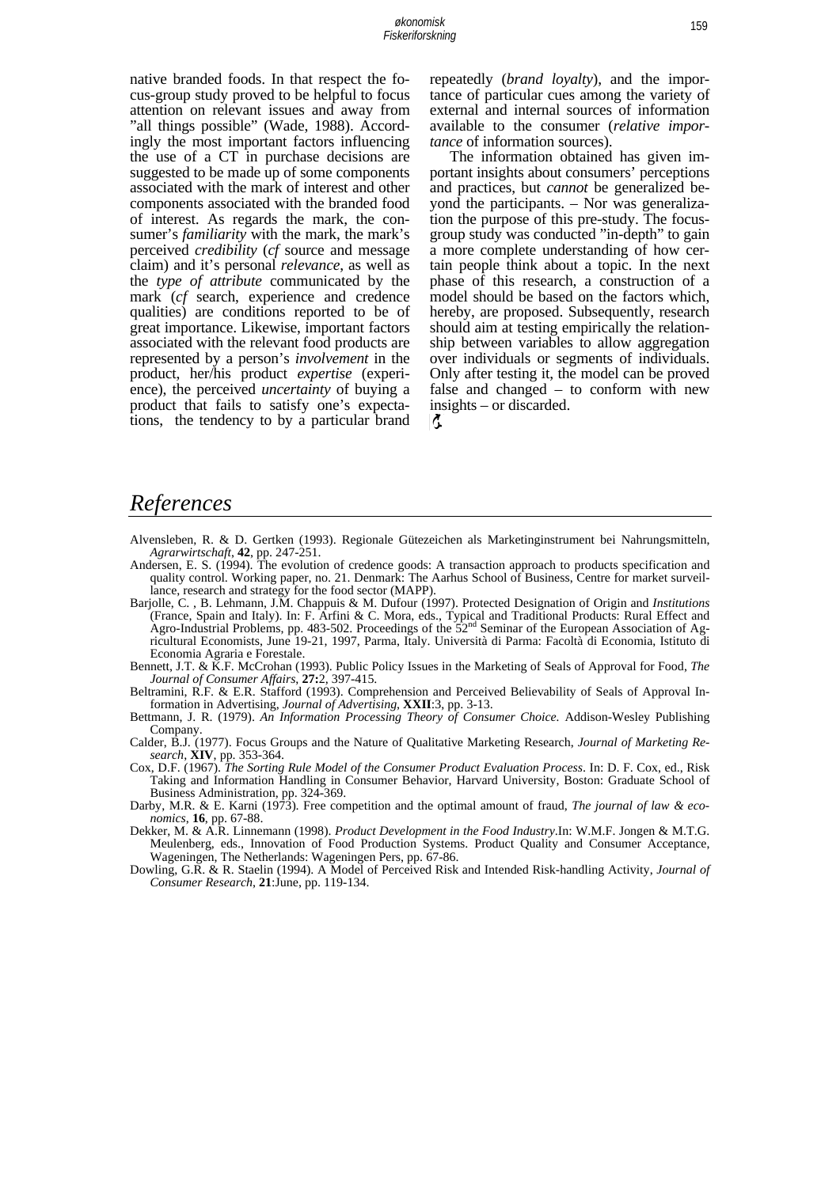native branded foods. In that respect the focus-group study proved to be helpful to focus attention on relevant issues and away from "all things possible" (Wade, 1988). Accordingly the most important factors influencing the use of a CT in purchase decisions are suggested to be made up of some components associated with the mark of interest and other components associated with the branded food of interest. As regards the mark, the consumer's *familiarity* with the mark, the mark's perceived *credibility* (*cf* source and message claim) and it's personal *relevance*, as well as the *type of attribute* communicated by the mark (*cf* search, experience and credence qualities) are conditions reported to be of great importance. Likewise, important factors associated with the relevant food products are represented by a person's *involvement* in the product, her/his product *expertise* (experience), the perceived *uncertainty* of buying a product that fails to satisfy one's expectations, the tendency to by a particular brand repeatedly (*brand loyalty*), and the importance of particular cues among the variety of external and internal sources of information available to the consumer (*relative importance* of information sources).

The information obtained has given important insights about consumers' perceptions and practices, but *cannot* be generalized beyond the participants. – Nor was generalization the purpose of this pre-study. The focus-group study was conducted "in-depth" to gain a more complete understanding of how certain people think about a topic. In the next phase of this research, a construction of a model should be based on the factors which, hereby, are proposed. Subsequently, research should aim at testing empirically the relationship between variables to allow aggregation over individuals or segments of individuals. Only after testing it, the model can be proved false and changed – to conform with new insights – or discarded.

## References

Alvensleben, R. & D. Gertken (1993). Regionale Gütezeichen als Marketinginstrument bei Nahrungsmitteln, *Agrarwirtschaft*, **42**, pp. 247-251.

Andersen, E. S. (1994). The evolution of credence goods: A transaction approach to products specification and quality control. Working paper, no. 21. Denmark: The Aarhus School of Business, Centre for market surveillance, research and strategy for the food sector (MAPP).

Barjolle, C. , B. Lehmann, J.M. Chappuis & M. Dufour (1997). Protected Designation of Origin and *Institutions* (France, Spain and Italy). In: F. Arfini & C. Mora, eds., Typical and Traditional Products: Rural Effect and Agro-Industrial Problems, pp. 483-502. Proceedings of the 52nd Seminar of the European Association of Agricultural Economists, June 19-21, 1997, Parma, Italy. Università di Parma: Facoltà di Economia, Istituto di Economia Agraria e Forestale.

Bennett, J.T. & K.F. McCrohan (1993). Public Policy Issues in the Marketing of Seals of Approval for Food, *The Journal of Consumer Affairs*, **27:**2, 397-415.

Beltramini, R.F. & E.R. Stafford (1993). Comprehension and Perceived Believability of Seals of Approval Information in Advertising, *Journal of Advertising*, **XXII**:3, pp. 3-13.

Bettmann, J. R. (1979). *An Information Processing Theory of Consumer Choice.* Addison-Wesley Publishing Company.

Calder, B.J. (1977). Focus Groups and the Nature of Qualitative Marketing Research, *Journal of Marketing Research*, **XIV**, pp. 353-364.

Cox, D.F. (1967). *The Sorting Rule Model of the Consumer Product Evaluation Process*. In: D. F. Cox, ed., Risk Taking and Information Handling in Consumer Behavior, Harvard University, Boston: Graduate School of Business Administration, pp. 324-369.

Darby, M.R. & E. Karni (1973). Free competition and the optimal amount of fraud, *The journal of law & economics*, **16**, pp. 67-88.

Dekker, M. & A.R. Linnemann (1998). *Product Development in the Food Industry*.In: W.M.F. Jongen & M.T.G. Meulenberg, eds., Innovation of Food Production Systems. Product Quality and Consumer Acceptance, Wageningen, The Netherlands: Wageningen Pers, pp. 67-86.

Dowling, G.R. & R. Staelin (1994). A Model of Perceived Risk and Intended Risk-handling Activity, *Journal of Consumer Research*, **21**:June, pp. 119-134.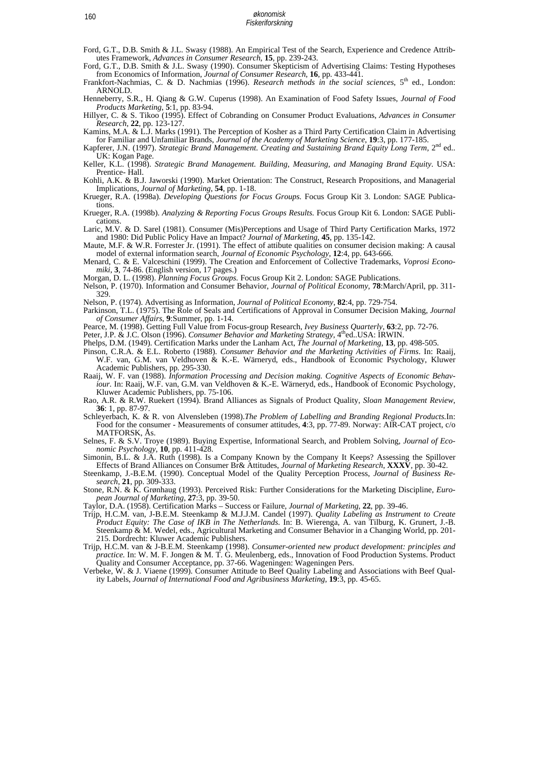Ford, G.T., D.B. Smith & J.L. Swasy (1988). An Empirical Test of the Search, Experience and Credence Attributes Framework, *Advances in Consumer Research*, **15**, pp. 239-243.

Ford, G.T., D.B. Smith & J.L. Swasy (1990). Consumer Skepticism of Advertising Claims: Testing Hypotheses from Economics of Information, *Journal of Consumer Research*, **16**, pp. 433-441.

Frankfort-Nachmias, C. & D. Nachmias (1996). *Research methods in the social sciences*, 5th ed., London: ARNOLD.

Henneberry, S.R., H. Qiang & G.W. Cuperus (1998). An Examination of Food Safety Issues, *Journal of Food Products Marketing*, **5**:1, pp. 83-94.

Hillyer, C. & S. Tikoo (1995). Effect of Cobranding on Consumer Product Evaluations, *Advances in Consumer Research*, **22**, pp. 123-127.

Kamins, M.A. & L.J. Marks (1991). The Perception of Kosher as a Third Party Certification Claim in Advertising for Familiar and Unfamiliar Brands, *Journal of the Academy of Marketing Science*, **19**:3, pp. 177-185.

Kapferer, J.N. (1997). *Strategic Brand Management. Creating and Sustaining Brand Equity Long Term*, 2nd ed.. UK: Kogan Page.

Keller, K.L. (1998). *Strategic Brand Management. Building, Measuring, and Managing Brand Equity*. USA: Prentice- Hall.

Kohli, A.K. & B.J. Jaworski (1990). Market Orientation: The Construct, Research Propositions, and Managerial Implications, *Journal of Marketing*, **54**, pp. 1-18.

Krueger, R.A. (1998a). *Developing Questions for Focus Groups*. Focus Group Kit 3. London: SAGE Publications.

Krueger, R.A. (1998b). *Analyzing & Reporting Focus Groups Results*. Focus Group Kit 6. London: SAGE Publications.

Laric, M.V. & D. Sarel (1981). Consumer (Mis)Perceptions and Usage of Third Party Certification Marks, 1972 and 1980: Did Public Policy Have an Impact? *Journal of Marketing*, **45**, pp. 135-142.

Maute, M.F. & W.R. Forrester Jr. (1991). The effect of attibute qualities on consumer decision making: A causal model of external information search, *Journal of Economic Psychology*, **12**:4, pp. 643-666.

Menard, C. & E. Valceschini (1999). The Creation and Enforcement of Collective Trademarks, *Voprosi Economiki*, **3**, 74-86. (English version, 17 pages.)

Morgan, D. L. (1998). *Planning Focus Groups*. Focus Group Kit 2. London: SAGE Publications.

Nelson, P. (1970). Information and Consumer Behavior, *Journal of Political Economy*, **78**:March/April, pp. 311-329.

Nelson, P. (1974). Advertising as Information, *Journal of Political Economy*, **82**:4, pp. 729-754.

Parkinson, T.L. (1975). The Role of Seals and Certifications of Approval in Consumer Decision Making, *Journal of Consumer Affairs*, **9**:Summer, pp. 1-14.

Pearce, M. (1998). Getting Full Value from Focus-group Research, *Ivey Business Quarterly*, **63**:2, pp. 72-76.

Peter, J.P. & J.C. Olson (1996). *Consumer Behavior and Marketing Strategy*, 4th ed..USA: IRWIN.

Phelps, D.M. (1949). Certification Marks under the Lanham Act, *The Journal of Marketing*, **13**, pp. 498-505.

Pinson, C.R.A. & E.L. Roberto (1988). *Consumer Behavior and the Marketing Activities of Firms*. In: Raaij, W.F. van, G.M. van Veldhoven & K.-E. Wärneryd, eds., Handbook of Economic Psychology, Kluwer Academic Publishers, pp. 295-330.

Raaij, W. F. van (1988). *Information Processing and Decision making. Cognitive Aspects of Economic Behaviour*. In: Raaij, W.F. van, G.M. van Veldhoven & K.-E. Wärneryd, eds., Handbook of Economic Psychology, Kluwer Academic Publishers, pp. 75-106.

Rao, A.R. & R.W. Ruekert (1994). Brand Alliances as Signals of Product Quality, *Sloan Management Review*, **36**: 1, pp. 87-97.

Schleyerbach, K. & R. von Alvensleben (1998).*The Problem of Labelling and Branding Regional Products*.In: Food for the consumer - Measurements of consumer attitudes, **4**:3, pp. 77-89. Norway: AIR-CAT project, c/o MATFORSK, Ås.

Selnes, F. & S.V. Troye (1989). Buying Expertise, Informational Search, and Problem Solving, *Journal of Economic Psychology*, **10**, pp. 411-428.

Simonin, B.L. & J.A. Ruth (1998). Is a Company Known by the Company It Keeps? Assessing the Spillover Effects of Brand Alliances on Consumer Br& Attitudes, *Journal of Marketing Research*, **XXXV**, pp. 30-42.

Steenkamp, J.-B.E.M. (1990). Conceptual Model of the Quality Perception Process, *Journal of Business Research*, **21**, pp. 309-333.

Stone, R.N. & K. Grønhaug (1993). Perceived Risk: Further Considerations for the Marketing Discipline, *European Journal of Marketing*, **27**:3, pp. 39-50.

Taylor, D.A. (1958). Certification Marks – Success or Failure, *Journal of Marketing*, **22**, pp. 39-46.

Trijp, H.C.M. van, J-B.E.M. Steenkamp & M.J.J.M. Candel (1997). *Quality Labeling as Instrument to Create Product Equity: The Case of IKB in The Netherlands*. In: B. Wierenga, A. van Tilburg, K. Grunert, J.-B. Steenkamp & M. Wedel, eds., Agricultural Marketing and Consumer Behavior in a Changing World, pp. 201-215. Dordrecht: Kluwer Academic Publishers.

Trijp, H.C.M. van & J-B.E.M. Steenkamp (1998). *Consumer-oriented new product development: principles and practice*. In: W. M. F. Jongen & M. T. G. Meulenberg, eds., Innovation of Food Production Systems. Product Quality and Consumer Acceptance, pp. 37-66. Wageningen: Wageningen Pers.

Verbeke, W. & J. Viaene (1999). Consumer Attitude to Beef Quality Labeling and Associations with Beef Quality Labels, *Journal of International Food and Agribusiness Marketing*, **19**:3, pp. 45-65.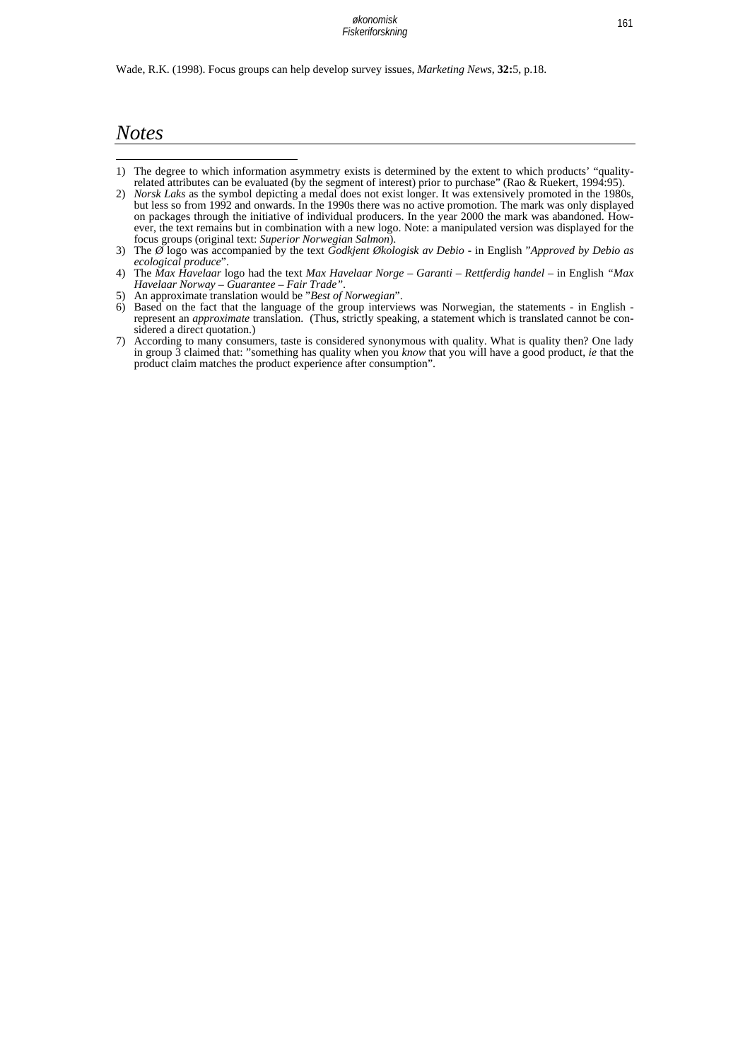Wade, R.K. (1998). Focus groups can help develop survey issues, *Marketing News*, **32:**5, p.18.

## *Notes*

1) The degree to which information asymmetry exists is determined by the extent to which products' "quality-related attributes can be evaluated (by the segment of interest) prior to purchase" (Rao & Ruekert, 1994:95).
2) *Norsk Laks* as the symbol depicting a medal does not exist longer. It was extensively promoted in the 1980s, but less so from 1992 and onwards. In the 1990s there was no active promotion. The mark was only displayed on packages through the initiative of individual producers. In the year 2000 the mark was abandoned. However, the text remains but in combination with a new logo. Note: a manipulated version was displayed for the focus groups (original text: *Superior Norwegian Salmon*).
3) The *Ø* logo was accompanied by the text *Godkjent Økologisk av Debio* - in English "*Approved by Debio as ecological produce*".
4) The *Max Havelaar* logo had the text *Max Havelaar Norge – Garanti – Rettferdig handel* – in English *"Max Havelaar Norway – Guarantee – Fair Trade"*.
5) An approximate translation would be "*Best of Norwegian*".
6) Based on the fact that the language of the group interviews was Norwegian, the statements - in English - represent an *approximate* translation. (Thus, strictly speaking, a statement which is translated cannot be considered a direct quotation.)
7) According to many consumers, taste is considered synonymous with quality. What is quality then? One lady in group 3 claimed that: "something has quality when you *know* that you will have a good product, *ie* that the product claim matches the product experience after consumption".